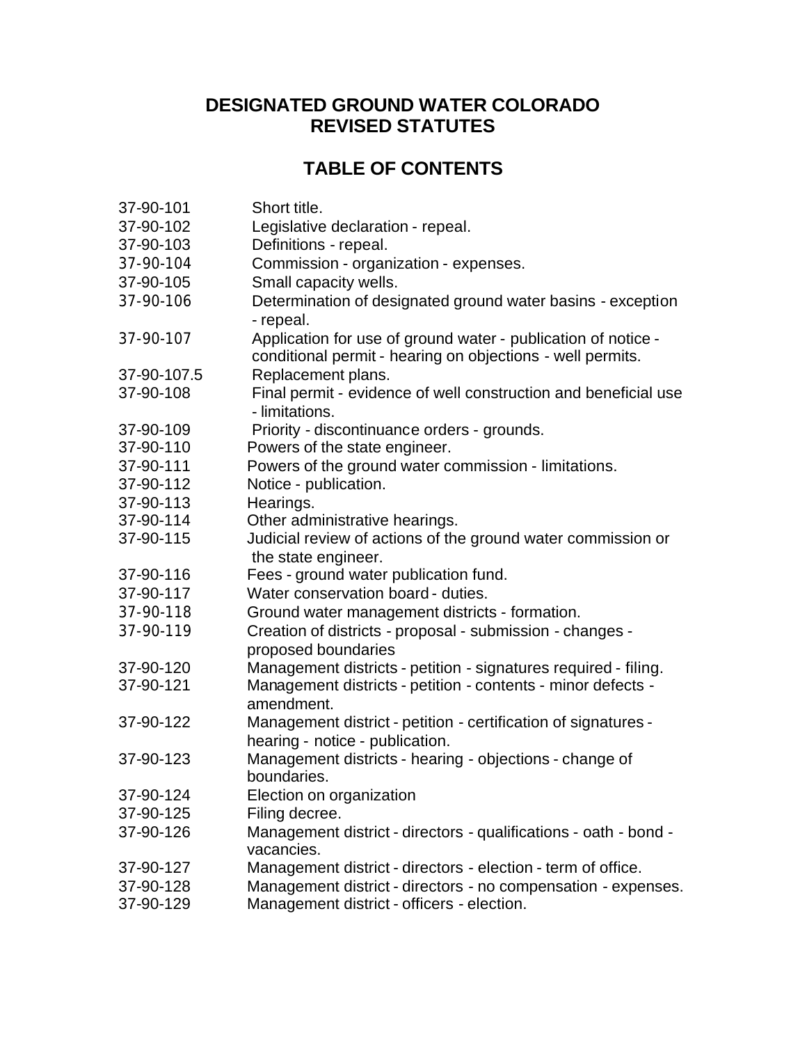# DESIGNATED GROUND WATER COLORADO REVISED STATUTES

## TABLE OF CONTENTS

| Section | Title |
|---|---|
| 37-90-101 | Short title. |
| 37-90-102 | Legislative declaration - repeal. |
| 37-90-103 | Definitions - repeal. |
| 37-90-104 | Commission - organization - expenses. |
| 37-90-105 | Small capacity wells. |
| 37-90-106 | Determination of designated ground water basins - exception - repeal. |
| 37-90-107 | Application for use of ground water - publication of notice - conditional permit - hearing on objections - well permits. |
| 37-90-107.5 | Replacement plans. |
| 37-90-108 | Final permit - evidence of well construction and beneficial use - limitations. |
| 37-90-109 | Priority - discontinuance orders - grounds. |
| 37-90-110 | Powers of the state engineer. |
| 37-90-111 | Powers of the ground water commission - limitations. |
| 37-90-112 | Notice - publication. |
| 37-90-113 | Hearings. |
| 37-90-114 | Other administrative hearings. |
| 37-90-115 | Judicial review of actions of the ground water commission or the state engineer. |
| 37-90-116 | Fees - ground water publication fund. |
| 37-90-117 | Water conservation board - duties. |
| 37-90-118 | Ground water management districts - formation. |
| 37-90-119 | Creation of districts - proposal - submission - changes - proposed boundaries |
| 37-90-120 | Management districts - petition - signatures required - filing. |
| 37-90-121 | Management districts - petition - contents - minor defects - amendment. |
| 37-90-122 | Management district - petition - certification of signatures - hearing - notice - publication. |
| 37-90-123 | Management districts - hearing - objections - change of boundaries. |
| 37-90-124 | Election on organization |
| 37-90-125 | Filing decree. |
| 37-90-126 | Management district - directors - qualifications - oath - bond - vacancies. |
| 37-90-127 | Management district - directors - election - term of office. |
| 37-90-128 | Management district - directors - no compensation - expenses. |
| 37-90-129 | Management district - officers - election. |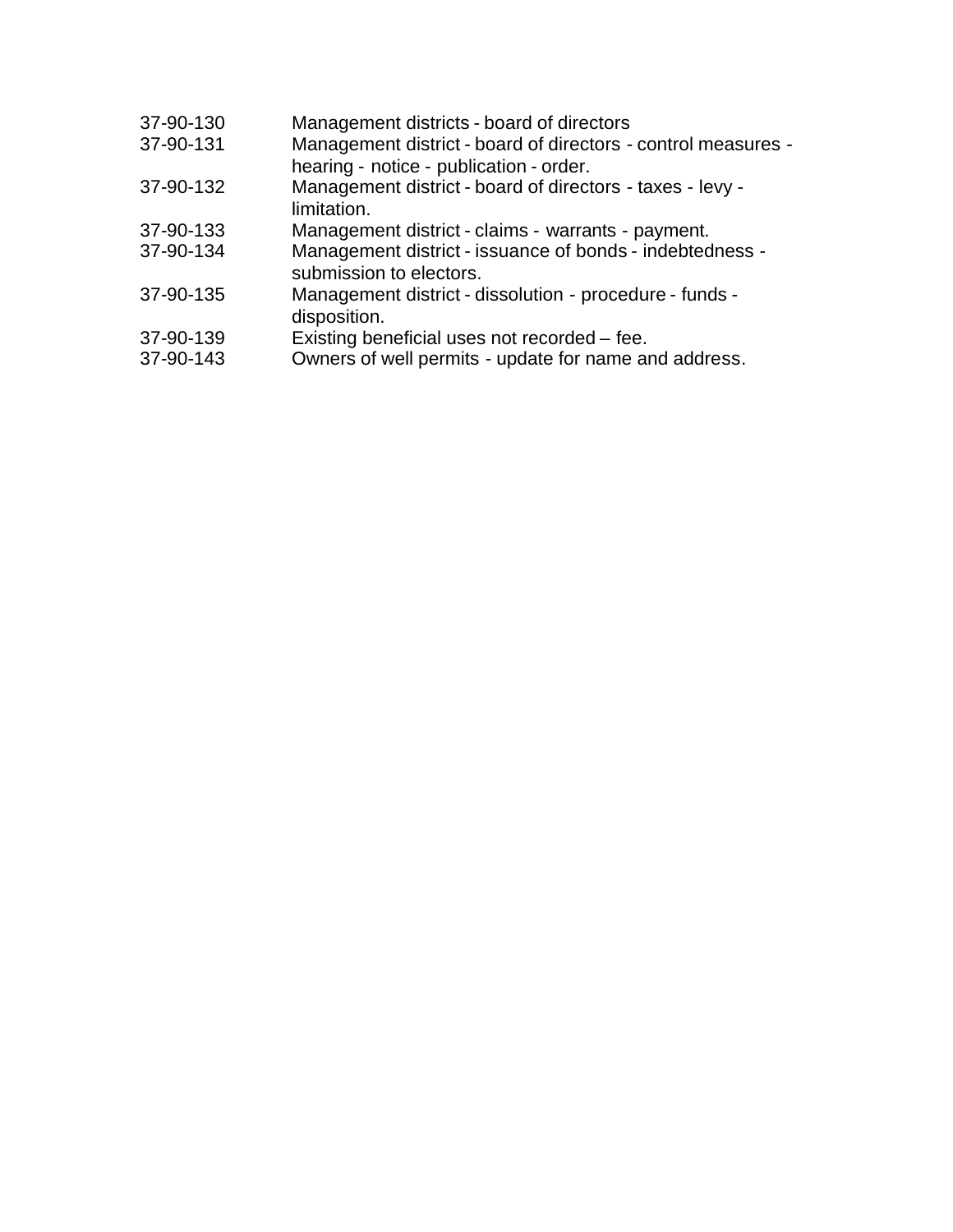| | |
|---|---|
| 37-90-130 | Management districts - board of directors |
| 37-90-131 | Management district - board of directors - control measures - hearing - notice - publication - order. |
| 37-90-132 | Management district - board of directors - taxes - levy - limitation. |
| 37-90-133 | Management district - claims - warrants - payment. |
| 37-90-134 | Management district - issuance of bonds - indebtedness - submission to electors. |
| 37-90-135 | Management district - dissolution - procedure - funds - disposition. |
| 37-90-139 | Existing beneficial uses not recorded – fee. |
| 37-90-143 | Owners of well permits - update for name and address. |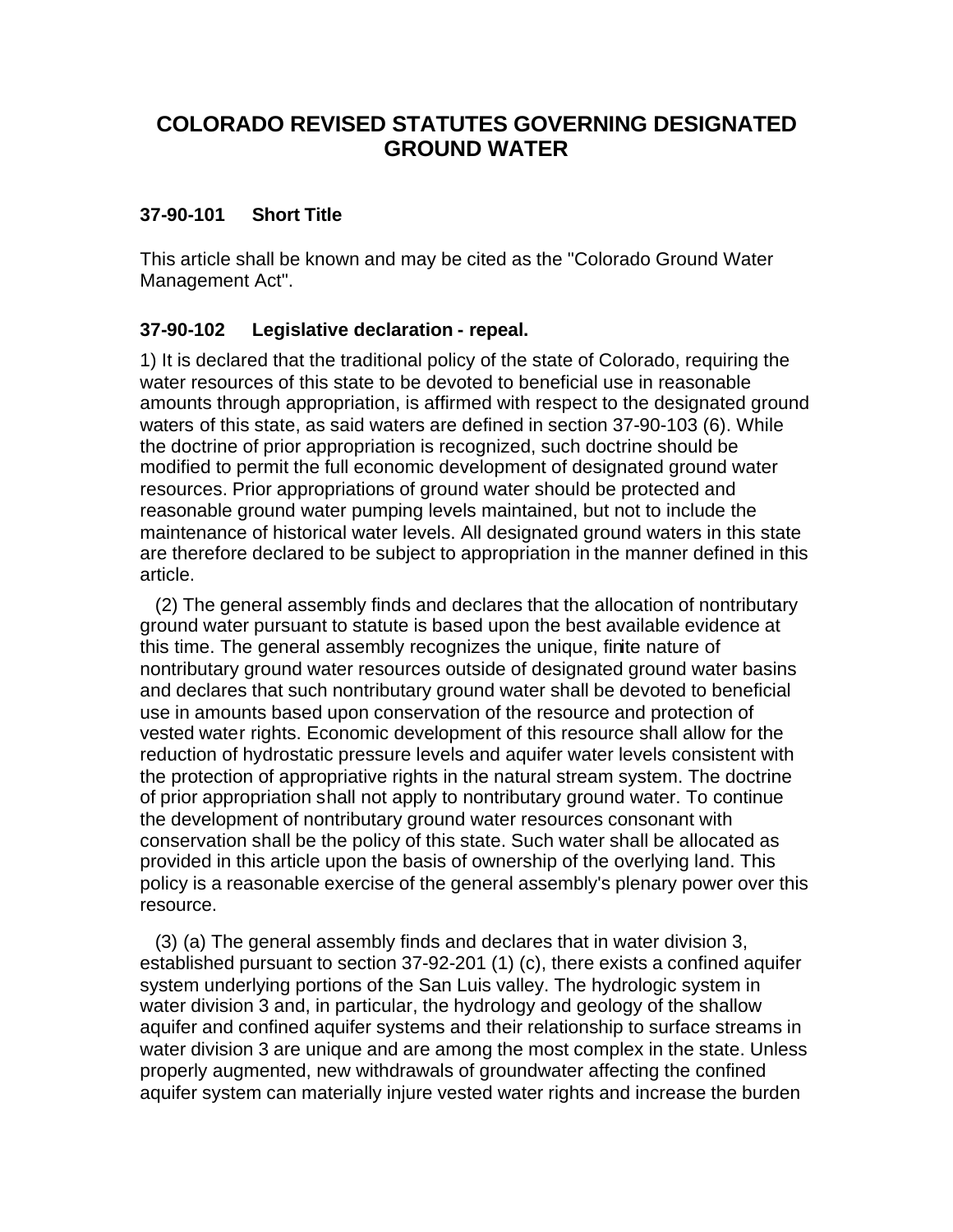# COLORADO REVISED STATUTES GOVERNING DESIGNATED GROUND WATER

### 37-90-101 Short Title

This article shall be known and may be cited as the "Colorado Ground Water Management Act".

### 37-90-102 Legislative declaration - repeal.

1) It is declared that the traditional policy of the state of Colorado, requiring the water resources of this state to be devoted to beneficial use in reasonable amounts through appropriation, is affirmed with respect to the designated ground waters of this state, as said waters are defined in section 37-90-103 (6). While the doctrine of prior appropriation is recognized, such doctrine should be modified to permit the full economic development of designated ground water resources. Prior appropriations of ground water should be protected and reasonable ground water pumping levels maintained, but not to include the maintenance of historical water levels. All designated ground waters in this state are therefore declared to be subject to appropriation in the manner defined in this article.

(2) The general assembly finds and declares that the allocation of nontributary ground water pursuant to statute is based upon the best available evidence at this time. The general assembly recognizes the unique, finite nature of nontributary ground water resources outside of designated ground water basins and declares that such nontributary ground water shall be devoted to beneficial use in amounts based upon conservation of the resource and protection of vested water rights. Economic development of this resource shall allow for the reduction of hydrostatic pressure levels and aquifer water levels consistent with the protection of appropriative rights in the natural stream system. The doctrine of prior appropriation shall not apply to nontributary ground water. To continue the development of nontributary ground water resources consonant with conservation shall be the policy of this state. Such water shall be allocated as provided in this article upon the basis of ownership of the overlying land. This policy is a reasonable exercise of the general assembly's plenary power over this resource.

(3) (a) The general assembly finds and declares that in water division 3, established pursuant to section 37-92-201 (1) (c), there exists a confined aquifer system underlying portions of the San Luis valley. The hydrologic system in water division 3 and, in particular, the hydrology and geology of the shallow aquifer and confined aquifer systems and their relationship to surface streams in water division 3 are unique and are among the most complex in the state. Unless properly augmented, new withdrawals of groundwater affecting the confined aquifer system can materially injure vested water rights and increase the burden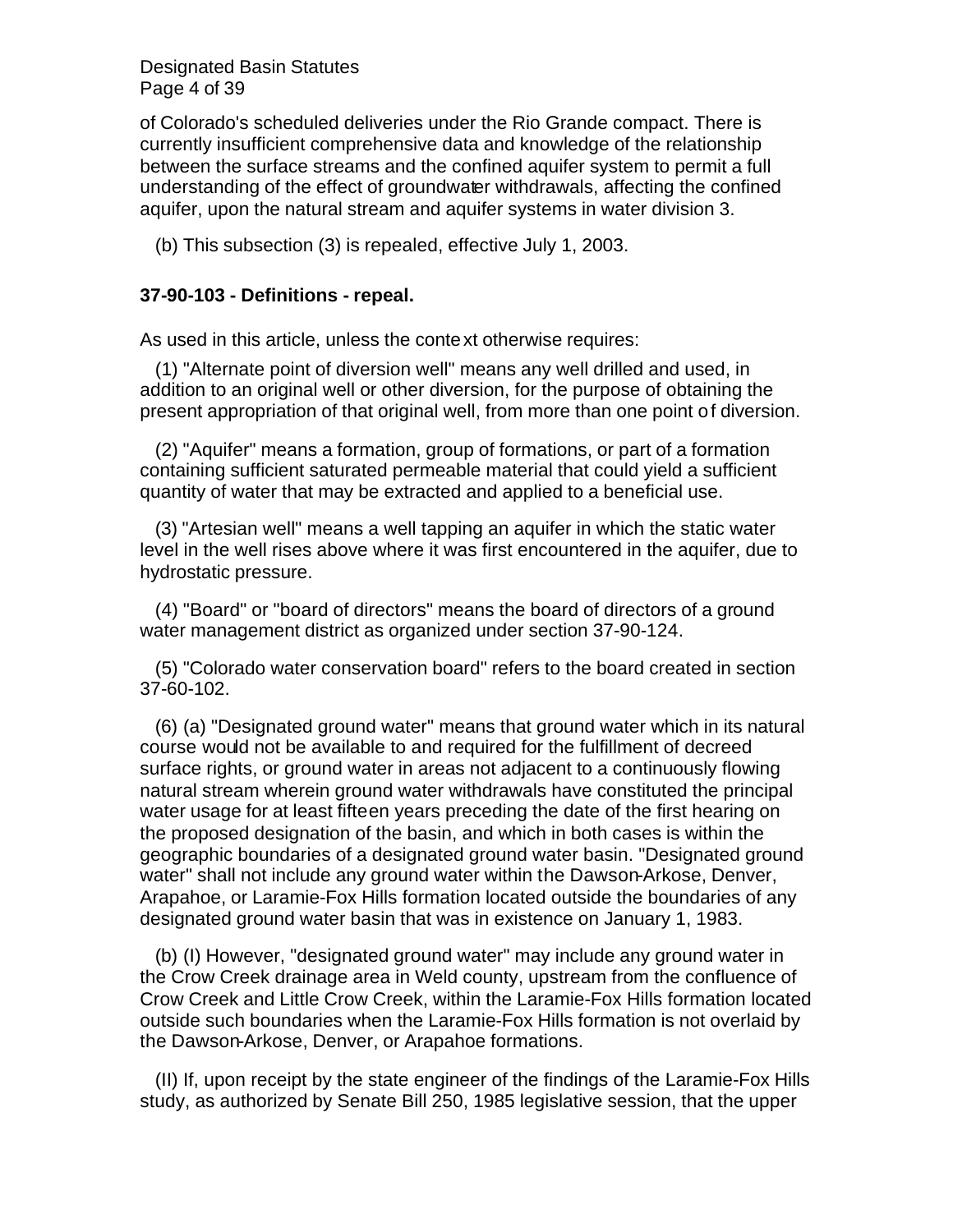of Colorado's scheduled deliveries under the Rio Grande compact. There is currently insufficient comprehensive data and knowledge of the relationship between the surface streams and the confined aquifer system to permit a full understanding of the effect of groundwater withdrawals, affecting the confined aquifer, upon the natural stream and aquifer systems in water division 3.

(b) This subsection (3) is repealed, effective July 1, 2003.

**37-90-103 - Definitions - repeal.**

As used in this article, unless the context otherwise requires:

(1) "Alternate point of diversion well" means any well drilled and used, in addition to an original well or other diversion, for the purpose of obtaining the present appropriation of that original well, from more than one point of diversion.

(2) "Aquifer" means a formation, group of formations, or part of a formation containing sufficient saturated permeable material that could yield a sufficient quantity of water that may be extracted and applied to a beneficial use.

(3) "Artesian well" means a well tapping an aquifer in which the static water level in the well rises above where it was first encountered in the aquifer, due to hydrostatic pressure.

(4) "Board" or "board of directors" means the board of directors of a ground water management district as organized under section 37-90-124.

(5) "Colorado water conservation board" refers to the board created in section 37-60-102.

(6) (a) "Designated ground water" means that ground water which in its natural course would not be available to and required for the fulfillment of decreed surface rights, or ground water in areas not adjacent to a continuously flowing natural stream wherein ground water withdrawals have constituted the principal water usage for at least fifteen years preceding the date of the first hearing on the proposed designation of the basin, and which in both cases is within the geographic boundaries of a designated ground water basin. "Designated ground water" shall not include any ground water within the Dawson-Arkose, Denver, Arapahoe, or Laramie-Fox Hills formation located outside the boundaries of any designated ground water basin that was in existence on January 1, 1983.

(b) (I) However, "designated ground water" may include any ground water in the Crow Creek drainage area in Weld county, upstream from the confluence of Crow Creek and Little Crow Creek, within the Laramie-Fox Hills formation located outside such boundaries when the Laramie-Fox Hills formation is not overlaid by the Dawson-Arkose, Denver, or Arapahoe formations.

(II) If, upon receipt by the state engineer of the findings of the Laramie-Fox Hills study, as authorized by Senate Bill 250, 1985 legislative session, that the upper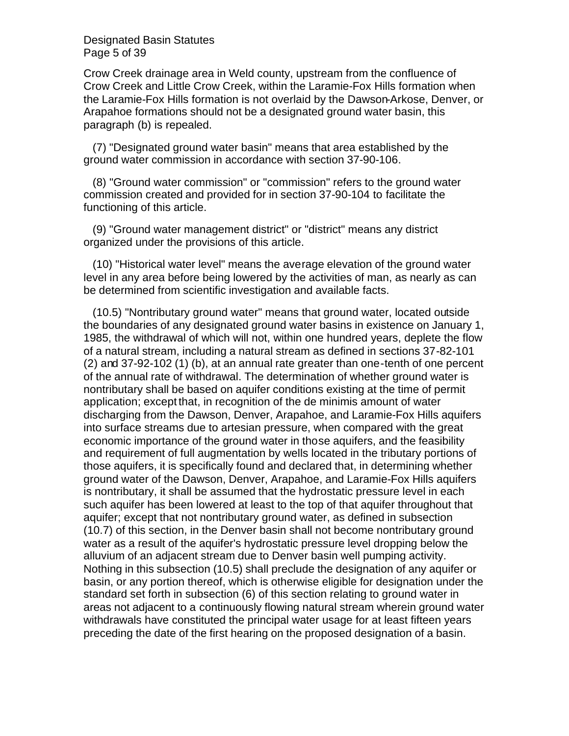Crow Creek drainage area in Weld county, upstream from the confluence of Crow Creek and Little Crow Creek, within the Laramie-Fox Hills formation when the Laramie-Fox Hills formation is not overlaid by the Dawson-Arkose, Denver, or Arapahoe formations should not be a designated ground water basin, this paragraph (b) is repealed.

(7) "Designated ground water basin" means that area established by the ground water commission in accordance with section 37-90-106.

(8) "Ground water commission" or "commission" refers to the ground water commission created and provided for in section 37-90-104 to facilitate the functioning of this article.

(9) "Ground water management district" or "district" means any district organized under the provisions of this article.

(10) "Historical water level" means the average elevation of the ground water level in any area before being lowered by the activities of man, as nearly as can be determined from scientific investigation and available facts.

(10.5) "Nontributary ground water" means that ground water, located outside the boundaries of any designated ground water basins in existence on January 1, 1985, the withdrawal of which will not, within one hundred years, deplete the flow of a natural stream, including a natural stream as defined in sections 37-82-101 (2) and 37-92-102 (1) (b), at an annual rate greater than one-tenth of one percent of the annual rate of withdrawal. The determination of whether ground water is nontributary shall be based on aquifer conditions existing at the time of permit application; except that, in recognition of the de minimis amount of water discharging from the Dawson, Denver, Arapahoe, and Laramie-Fox Hills aquifers into surface streams due to artesian pressure, when compared with the great economic importance of the ground water in those aquifers, and the feasibility and requirement of full augmentation by wells located in the tributary portions of those aquifers, it is specifically found and declared that, in determining whether ground water of the Dawson, Denver, Arapahoe, and Laramie-Fox Hills aquifers is nontributary, it shall be assumed that the hydrostatic pressure level in each such aquifer has been lowered at least to the top of that aquifer throughout that aquifer; except that not nontributary ground water, as defined in subsection (10.7) of this section, in the Denver basin shall not become nontributary ground water as a result of the aquifer's hydrostatic pressure level dropping below the alluvium of an adjacent stream due to Denver basin well pumping activity. Nothing in this subsection (10.5) shall preclude the designation of any aquifer or basin, or any portion thereof, which is otherwise eligible for designation under the standard set forth in subsection (6) of this section relating to ground water in areas not adjacent to a continuously flowing natural stream wherein ground water withdrawals have constituted the principal water usage for at least fifteen years preceding the date of the first hearing on the proposed designation of a basin.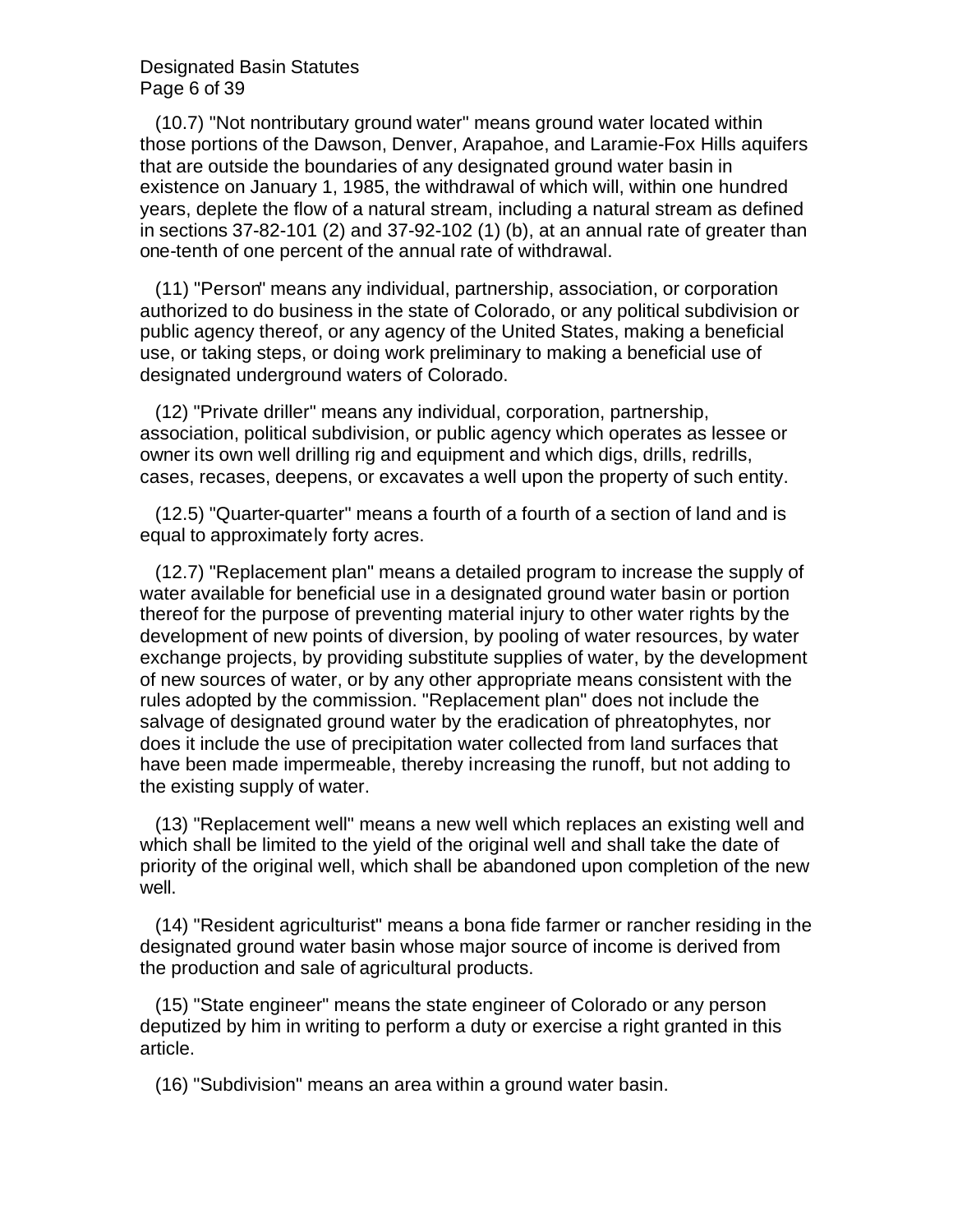(10.7) "Not nontributary ground water" means ground water located within those portions of the Dawson, Denver, Arapahoe, and Laramie-Fox Hills aquifers that are outside the boundaries of any designated ground water basin in existence on January 1, 1985, the withdrawal of which will, within one hundred years, deplete the flow of a natural stream, including a natural stream as defined in sections 37-82-101 (2) and 37-92-102 (1) (b), at an annual rate of greater than one-tenth of one percent of the annual rate of withdrawal.

(11) "Person" means any individual, partnership, association, or corporation authorized to do business in the state of Colorado, or any political subdivision or public agency thereof, or any agency of the United States, making a beneficial use, or taking steps, or doing work preliminary to making a beneficial use of designated underground waters of Colorado.

(12) "Private driller" means any individual, corporation, partnership, association, political subdivision, or public agency which operates as lessee or owner its own well drilling rig and equipment and which digs, drills, redrills, cases, recases, deepens, or excavates a well upon the property of such entity.

(12.5) "Quarter-quarter" means a fourth of a fourth of a section of land and is equal to approximately forty acres.

(12.7) "Replacement plan" means a detailed program to increase the supply of water available for beneficial use in a designated ground water basin or portion thereof for the purpose of preventing material injury to other water rights by the development of new points of diversion, by pooling of water resources, by water exchange projects, by providing substitute supplies of water, by the development of new sources of water, or by any other appropriate means consistent with the rules adopted by the commission. "Replacement plan" does not include the salvage of designated ground water by the eradication of phreatophytes, nor does it include the use of precipitation water collected from land surfaces that have been made impermeable, thereby increasing the runoff, but not adding to the existing supply of water.

(13) "Replacement well" means a new well which replaces an existing well and which shall be limited to the yield of the original well and shall take the date of priority of the original well, which shall be abandoned upon completion of the new well.

(14) "Resident agriculturist" means a bona fide farmer or rancher residing in the designated ground water basin whose major source of income is derived from the production and sale of agricultural products.

(15) "State engineer" means the state engineer of Colorado or any person deputized by him in writing to perform a duty or exercise a right granted in this article.

(16) "Subdivision" means an area within a ground water basin.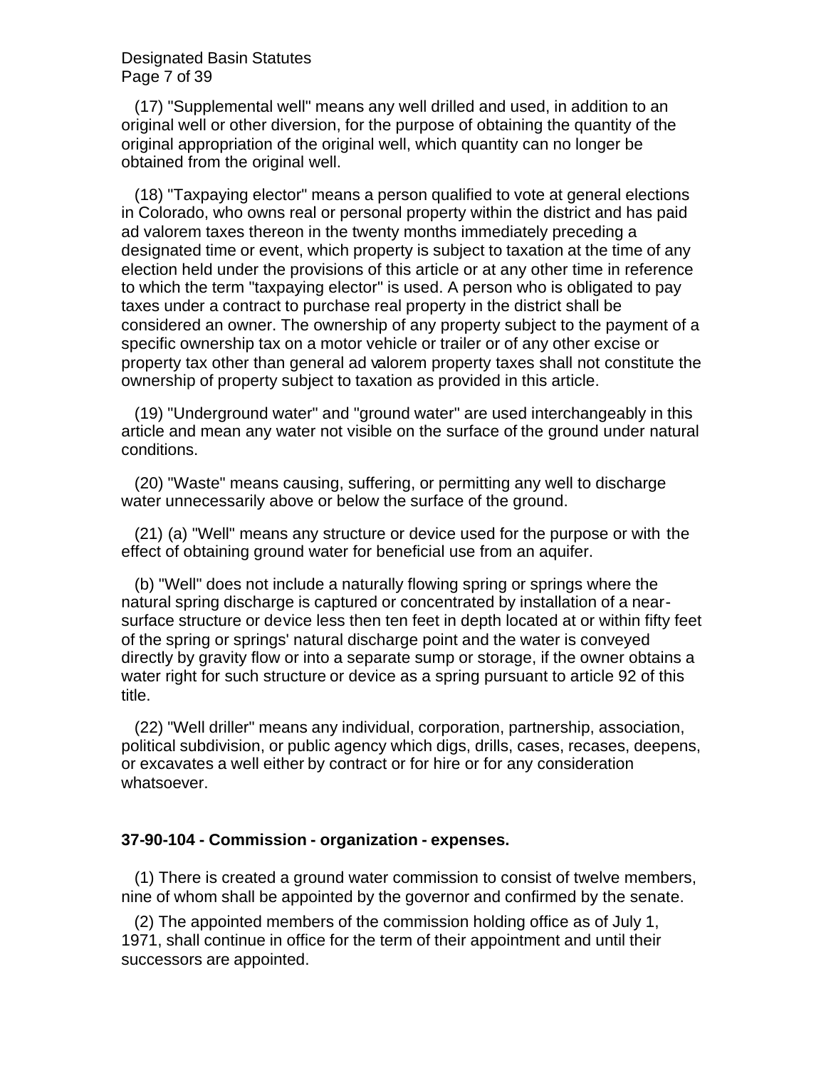(17) "Supplemental well" means any well drilled and used, in addition to an original well or other diversion, for the purpose of obtaining the quantity of the original appropriation of the original well, which quantity can no longer be obtained from the original well.

(18) "Taxpaying elector" means a person qualified to vote at general elections in Colorado, who owns real or personal property within the district and has paid ad valorem taxes thereon in the twenty months immediately preceding a designated time or event, which property is subject to taxation at the time of any election held under the provisions of this article or at any other time in reference to which the term "taxpaying elector" is used. A person who is obligated to pay taxes under a contract to purchase real property in the district shall be considered an owner. The ownership of any property subject to the payment of a specific ownership tax on a motor vehicle or trailer or of any other excise or property tax other than general ad valorem property taxes shall not constitute the ownership of property subject to taxation as provided in this article.

(19) "Underground water" and "ground water" are used interchangeably in this article and mean any water not visible on the surface of the ground under natural conditions.

(20) "Waste" means causing, suffering, or permitting any well to discharge water unnecessarily above or below the surface of the ground.

(21) (a) "Well" means any structure or device used for the purpose or with the effect of obtaining ground water for beneficial use from an aquifer.

(b) "Well" does not include a naturally flowing spring or springs where the natural spring discharge is captured or concentrated by installation of a near-surface structure or device less then ten feet in depth located at or within fifty feet of the spring or springs' natural discharge point and the water is conveyed directly by gravity flow or into a separate sump or storage, if the owner obtains a water right for such structure or device as a spring pursuant to article 92 of this title.

(22) "Well driller" means any individual, corporation, partnership, association, political subdivision, or public agency which digs, drills, cases, recases, deepens, or excavates a well either by contract or for hire or for any consideration whatsoever.

**37-90-104 - Commission - organization - expenses.**

(1) There is created a ground water commission to consist of twelve members, nine of whom shall be appointed by the governor and confirmed by the senate.

(2) The appointed members of the commission holding office as of July 1, 1971, shall continue in office for the term of their appointment and until their successors are appointed.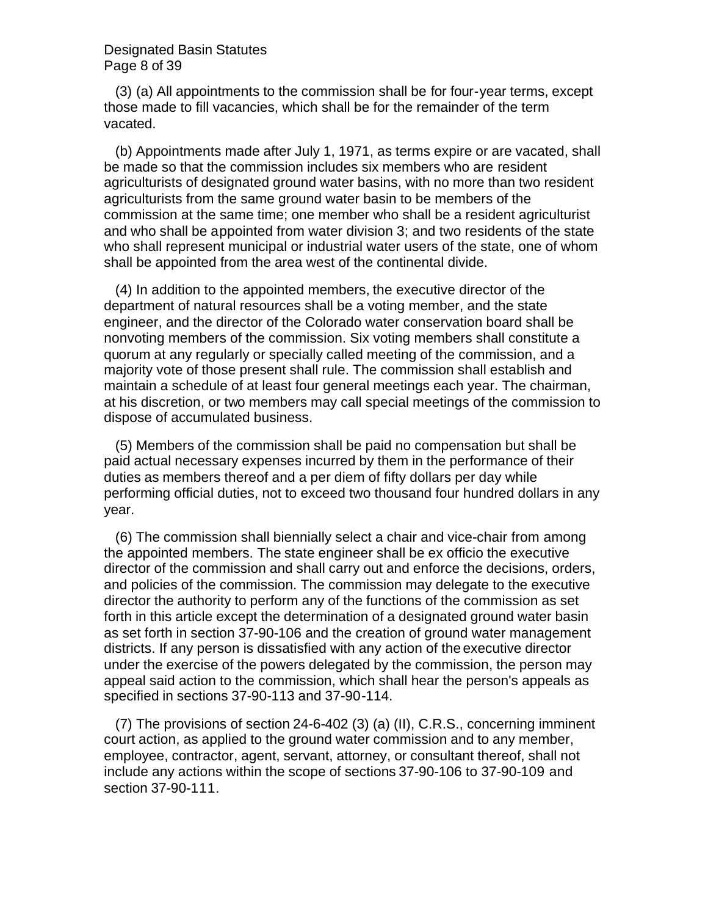(3) (a) All appointments to the commission shall be for four-year terms, except those made to fill vacancies, which shall be for the remainder of the term vacated.

(b) Appointments made after July 1, 1971, as terms expire or are vacated, shall be made so that the commission includes six members who are resident agriculturists of designated ground water basins, with no more than two resident agriculturists from the same ground water basin to be members of the commission at the same time; one member who shall be a resident agriculturist and who shall be appointed from water division 3; and two residents of the state who shall represent municipal or industrial water users of the state, one of whom shall be appointed from the area west of the continental divide.

(4) In addition to the appointed members, the executive director of the department of natural resources shall be a voting member, and the state engineer, and the director of the Colorado water conservation board shall be nonvoting members of the commission. Six voting members shall constitute a quorum at any regularly or specially called meeting of the commission, and a majority vote of those present shall rule. The commission shall establish and maintain a schedule of at least four general meetings each year. The chairman, at his discretion, or two members may call special meetings of the commission to dispose of accumulated business.

(5) Members of the commission shall be paid no compensation but shall be paid actual necessary expenses incurred by them in the performance of their duties as members thereof and a per diem of fifty dollars per day while performing official duties, not to exceed two thousand four hundred dollars in any year.

(6) The commission shall biennially select a chair and vice-chair from among the appointed members. The state engineer shall be ex officio the executive director of the commission and shall carry out and enforce the decisions, orders, and policies of the commission. The commission may delegate to the executive director the authority to perform any of the functions of the commission as set forth in this article except the determination of a designated ground water basin as set forth in section 37-90-106 and the creation of ground water management districts. If any person is dissatisfied with any action of the executive director under the exercise of the powers delegated by the commission, the person may appeal said action to the commission, which shall hear the person's appeals as specified in sections 37-90-113 and 37-90-114.

(7) The provisions of section 24-6-402 (3) (a) (II), C.R.S., concerning imminent court action, as applied to the ground water commission and to any member, employee, contractor, agent, servant, attorney, or consultant thereof, shall not include any actions within the scope of sections 37-90-106 to 37-90-109 and section 37-90-111.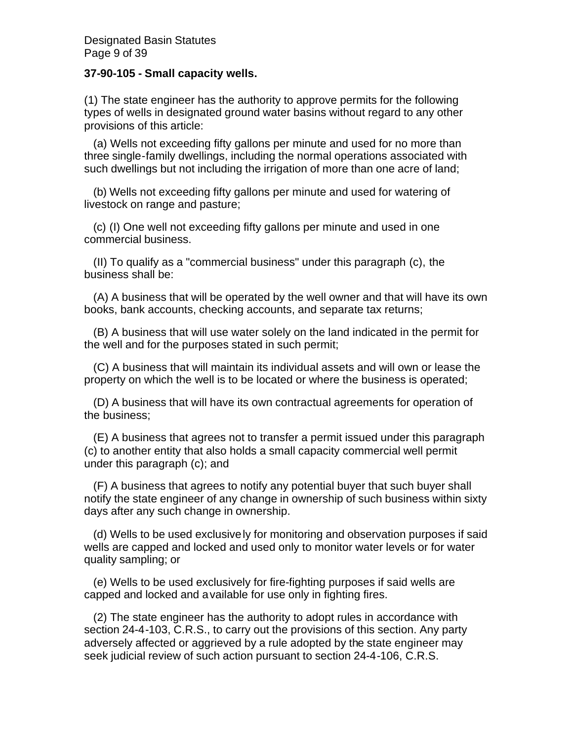**37-90-105 - Small capacity wells.**

(1) The state engineer has the authority to approve permits for the following types of wells in designated ground water basins without regard to any other provisions of this article:

(a) Wells not exceeding fifty gallons per minute and used for no more than three single-family dwellings, including the normal operations associated with such dwellings but not including the irrigation of more than one acre of land;

(b) Wells not exceeding fifty gallons per minute and used for watering of livestock on range and pasture;

(c) (I) One well not exceeding fifty gallons per minute and used in one commercial business.

(II) To qualify as a "commercial business" under this paragraph (c), the business shall be:

(A) A business that will be operated by the well owner and that will have its own books, bank accounts, checking accounts, and separate tax returns;

(B) A business that will use water solely on the land indicated in the permit for the well and for the purposes stated in such permit;

(C) A business that will maintain its individual assets and will own or lease the property on which the well is to be located or where the business is operated;

(D) A business that will have its own contractual agreements for operation of the business;

(E) A business that agrees not to transfer a permit issued under this paragraph (c) to another entity that also holds a small capacity commercial well permit under this paragraph (c); and

(F) A business that agrees to notify any potential buyer that such buyer shall notify the state engineer of any change in ownership of such business within sixty days after any such change in ownership.

(d) Wells to be used exclusively for monitoring and observation purposes if said wells are capped and locked and used only to monitor water levels or for water quality sampling; or

(e) Wells to be used exclusively for fire-fighting purposes if said wells are capped and locked and available for use only in fighting fires.

(2) The state engineer has the authority to adopt rules in accordance with section 24-4-103, C.R.S., to carry out the provisions of this section. Any party adversely affected or aggrieved by a rule adopted by the state engineer may seek judicial review of such action pursuant to section 24-4-106, C.R.S.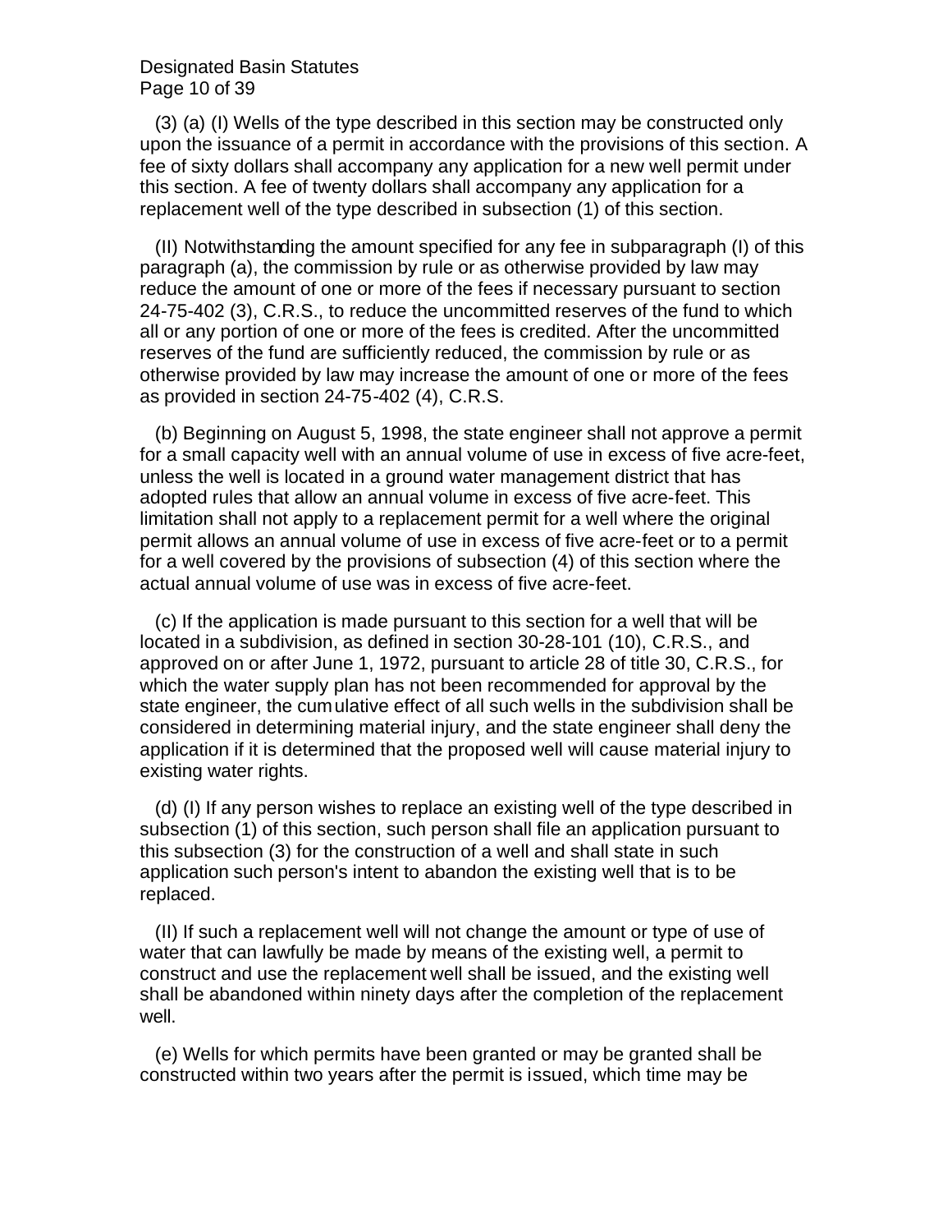(3) (a) (I) Wells of the type described in this section may be constructed only upon the issuance of a permit in accordance with the provisions of this section. A fee of sixty dollars shall accompany any application for a new well permit under this section. A fee of twenty dollars shall accompany any application for a replacement well of the type described in subsection (1) of this section.

(II) Notwithstanding the amount specified for any fee in subparagraph (I) of this paragraph (a), the commission by rule or as otherwise provided by law may reduce the amount of one or more of the fees if necessary pursuant to section 24-75-402 (3), C.R.S., to reduce the uncommitted reserves of the fund to which all or any portion of one or more of the fees is credited. After the uncommitted reserves of the fund are sufficiently reduced, the commission by rule or as otherwise provided by law may increase the amount of one or more of the fees as provided in section 24-75-402 (4), C.R.S.

(b) Beginning on August 5, 1998, the state engineer shall not approve a permit for a small capacity well with an annual volume of use in excess of five acre-feet, unless the well is located in a ground water management district that has adopted rules that allow an annual volume in excess of five acre-feet. This limitation shall not apply to a replacement permit for a well where the original permit allows an annual volume of use in excess of five acre-feet or to a permit for a well covered by the provisions of subsection (4) of this section where the actual annual volume of use was in excess of five acre-feet.

(c) If the application is made pursuant to this section for a well that will be located in a subdivision, as defined in section 30-28-101 (10), C.R.S., and approved on or after June 1, 1972, pursuant to article 28 of title 30, C.R.S., for which the water supply plan has not been recommended for approval by the state engineer, the cumulative effect of all such wells in the subdivision shall be considered in determining material injury, and the state engineer shall deny the application if it is determined that the proposed well will cause material injury to existing water rights.

(d) (I) If any person wishes to replace an existing well of the type described in subsection (1) of this section, such person shall file an application pursuant to this subsection (3) for the construction of a well and shall state in such application such person's intent to abandon the existing well that is to be replaced.

(II) If such a replacement well will not change the amount or type of use of water that can lawfully be made by means of the existing well, a permit to construct and use the replacement well shall be issued, and the existing well shall be abandoned within ninety days after the completion of the replacement well.

(e) Wells for which permits have been granted or may be granted shall be constructed within two years after the permit is issued, which time may be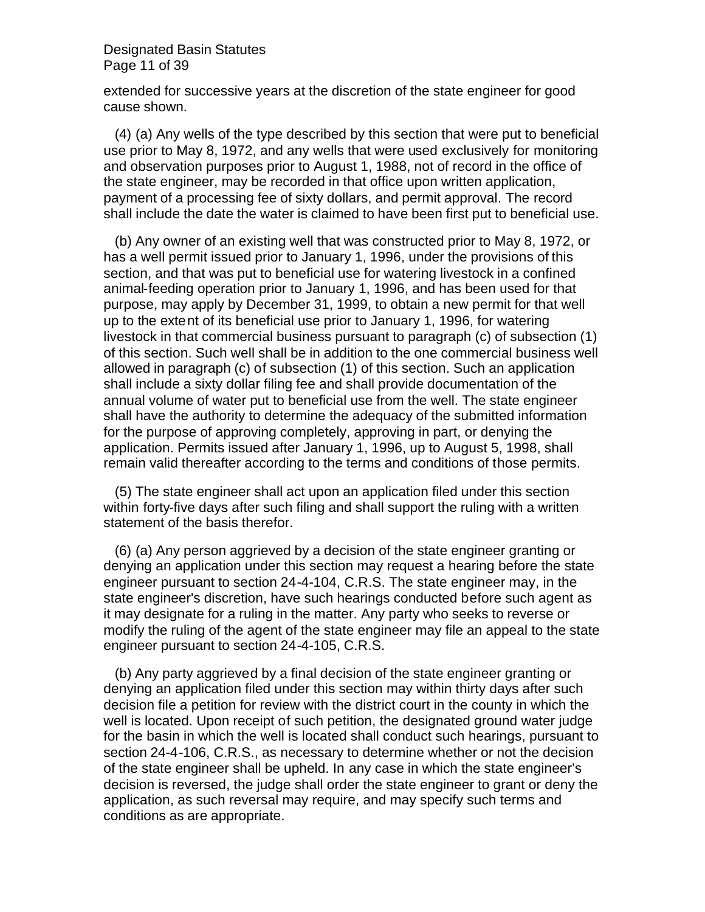extended for successive years at the discretion of the state engineer for good cause shown.

(4) (a) Any wells of the type described by this section that were put to beneficial use prior to May 8, 1972, and any wells that were used exclusively for monitoring and observation purposes prior to August 1, 1988, not of record in the office of the state engineer, may be recorded in that office upon written application, payment of a processing fee of sixty dollars, and permit approval. The record shall include the date the water is claimed to have been first put to beneficial use.

(b) Any owner of an existing well that was constructed prior to May 8, 1972, or has a well permit issued prior to January 1, 1996, under the provisions of this section, and that was put to beneficial use for watering livestock in a confined animal-feeding operation prior to January 1, 1996, and has been used for that purpose, may apply by December 31, 1999, to obtain a new permit for that well up to the extent of its beneficial use prior to January 1, 1996, for watering livestock in that commercial business pursuant to paragraph (c) of subsection (1) of this section. Such well shall be in addition to the one commercial business well allowed in paragraph (c) of subsection (1) of this section. Such an application shall include a sixty dollar filing fee and shall provide documentation of the annual volume of water put to beneficial use from the well. The state engineer shall have the authority to determine the adequacy of the submitted information for the purpose of approving completely, approving in part, or denying the application. Permits issued after January 1, 1996, up to August 5, 1998, shall remain valid thereafter according to the terms and conditions of those permits.

(5) The state engineer shall act upon an application filed under this section within forty-five days after such filing and shall support the ruling with a written statement of the basis therefor.

(6) (a) Any person aggrieved by a decision of the state engineer granting or denying an application under this section may request a hearing before the state engineer pursuant to section 24-4-104, C.R.S. The state engineer may, in the state engineer's discretion, have such hearings conducted before such agent as it may designate for a ruling in the matter. Any party who seeks to reverse or modify the ruling of the agent of the state engineer may file an appeal to the state engineer pursuant to section 24-4-105, C.R.S.

(b) Any party aggrieved by a final decision of the state engineer granting or denying an application filed under this section may within thirty days after such decision file a petition for review with the district court in the county in which the well is located. Upon receipt of such petition, the designated ground water judge for the basin in which the well is located shall conduct such hearings, pursuant to section 24-4-106, C.R.S., as necessary to determine whether or not the decision of the state engineer shall be upheld. In any case in which the state engineer's decision is reversed, the judge shall order the state engineer to grant or deny the application, as such reversal may require, and may specify such terms and conditions as are appropriate.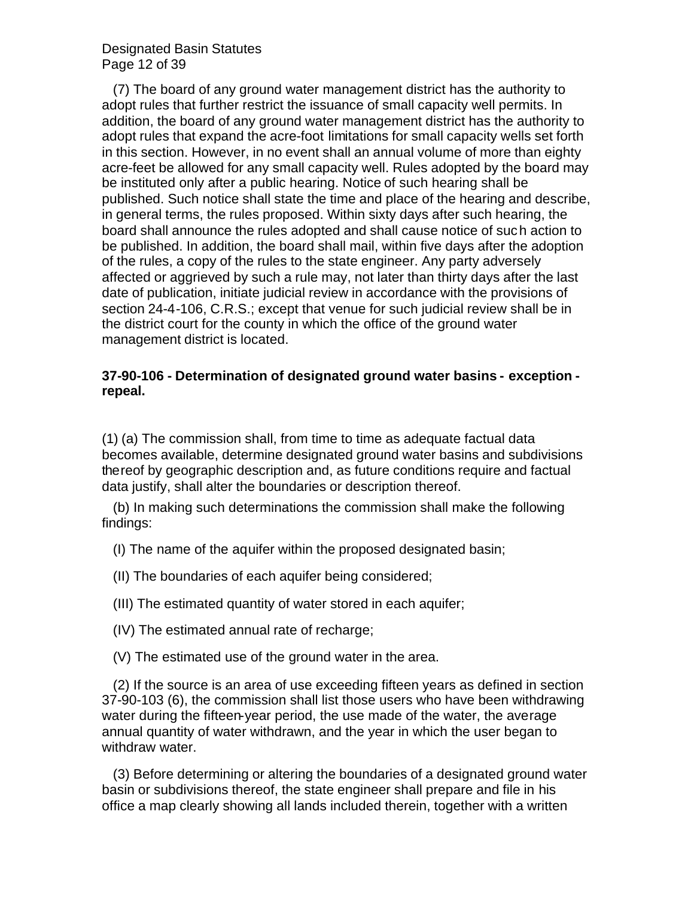(7) The board of any ground water management district has the authority to adopt rules that further restrict the issuance of small capacity well permits. In addition, the board of any ground water management district has the authority to adopt rules that expand the acre-foot limitations for small capacity wells set forth in this section. However, in no event shall an annual volume of more than eighty acre-feet be allowed for any small capacity well. Rules adopted by the board may be instituted only after a public hearing. Notice of such hearing shall be published. Such notice shall state the time and place of the hearing and describe, in general terms, the rules proposed. Within sixty days after such hearing, the board shall announce the rules adopted and shall cause notice of such action to be published. In addition, the board shall mail, within five days after the adoption of the rules, a copy of the rules to the state engineer. Any party adversely affected or aggrieved by such a rule may, not later than thirty days after the last date of publication, initiate judicial review in accordance with the provisions of section 24-4-106, C.R.S.; except that venue for such judicial review shall be in the district court for the county in which the office of the ground water management district is located.

**37-90-106 - Determination of designated ground water basins - exception - repeal.**

(1) (a) The commission shall, from time to time as adequate factual data becomes available, determine designated ground water basins and subdivisions thereof by geographic description and, as future conditions require and factual data justify, shall alter the boundaries or description thereof.

(b) In making such determinations the commission shall make the following findings:

(I) The name of the aquifer within the proposed designated basin;

(II) The boundaries of each aquifer being considered;

(III) The estimated quantity of water stored in each aquifer;

(IV) The estimated annual rate of recharge;

(V) The estimated use of the ground water in the area.

(2) If the source is an area of use exceeding fifteen years as defined in section 37-90-103 (6), the commission shall list those users who have been withdrawing water during the fifteen-year period, the use made of the water, the average annual quantity of water withdrawn, and the year in which the user began to withdraw water.

(3) Before determining or altering the boundaries of a designated ground water basin or subdivisions thereof, the state engineer shall prepare and file in his office a map clearly showing all lands included therein, together with a written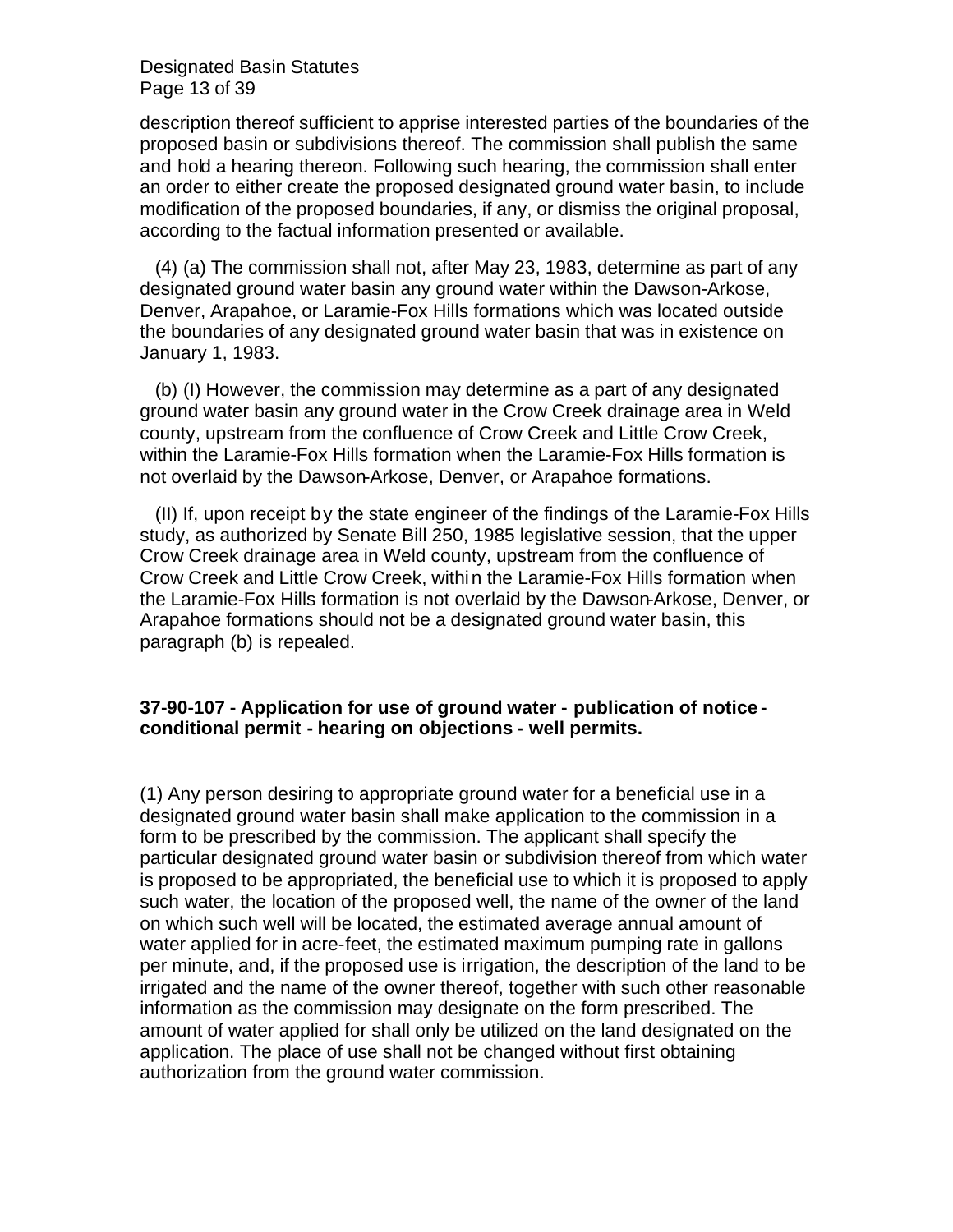description thereof sufficient to apprise interested parties of the boundaries of the proposed basin or subdivisions thereof. The commission shall publish the same and hold a hearing thereon. Following such hearing, the commission shall enter an order to either create the proposed designated ground water basin, to include modification of the proposed boundaries, if any, or dismiss the original proposal, according to the factual information presented or available.

(4) (a) The commission shall not, after May 23, 1983, determine as part of any designated ground water basin any ground water within the Dawson-Arkose, Denver, Arapahoe, or Laramie-Fox Hills formations which was located outside the boundaries of any designated ground water basin that was in existence on January 1, 1983.

(b) (I) However, the commission may determine as a part of any designated ground water basin any ground water in the Crow Creek drainage area in Weld county, upstream from the confluence of Crow Creek and Little Crow Creek, within the Laramie-Fox Hills formation when the Laramie-Fox Hills formation is not overlaid by the Dawson-Arkose, Denver, or Arapahoe formations.

(II) If, upon receipt by the state engineer of the findings of the Laramie-Fox Hills study, as authorized by Senate Bill 250, 1985 legislative session, that the upper Crow Creek drainage area in Weld county, upstream from the confluence of Crow Creek and Little Crow Creek, within the Laramie-Fox Hills formation when the Laramie-Fox Hills formation is not overlaid by the Dawson-Arkose, Denver, or Arapahoe formations should not be a designated ground water basin, this paragraph (b) is repealed.

**37-90-107 - Application for use of ground water - publication of notice - conditional permit - hearing on objections - well permits.**

(1) Any person desiring to appropriate ground water for a beneficial use in a designated ground water basin shall make application to the commission in a form to be prescribed by the commission. The applicant shall specify the particular designated ground water basin or subdivision thereof from which water is proposed to be appropriated, the beneficial use to which it is proposed to apply such water, the location of the proposed well, the name of the owner of the land on which such well will be located, the estimated average annual amount of water applied for in acre-feet, the estimated maximum pumping rate in gallons per minute, and, if the proposed use is irrigation, the description of the land to be irrigated and the name of the owner thereof, together with such other reasonable information as the commission may designate on the form prescribed. The amount of water applied for shall only be utilized on the land designated on the application. The place of use shall not be changed without first obtaining authorization from the ground water commission.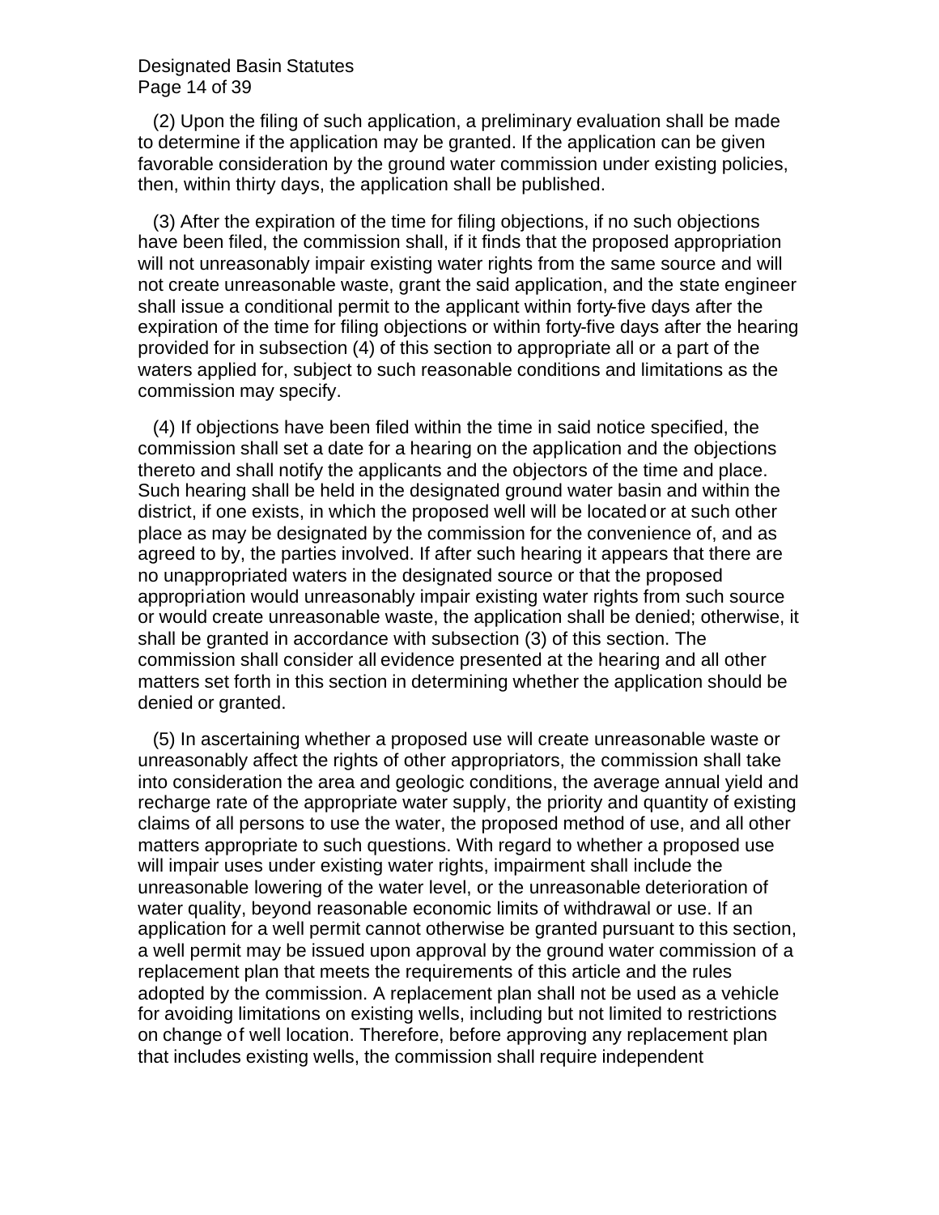(2) Upon the filing of such application, a preliminary evaluation shall be made to determine if the application may be granted. If the application can be given favorable consideration by the ground water commission under existing policies, then, within thirty days, the application shall be published.

(3) After the expiration of the time for filing objections, if no such objections have been filed, the commission shall, if it finds that the proposed appropriation will not unreasonably impair existing water rights from the same source and will not create unreasonable waste, grant the said application, and the state engineer shall issue a conditional permit to the applicant within forty-five days after the expiration of the time for filing objections or within forty-five days after the hearing provided for in subsection (4) of this section to appropriate all or a part of the waters applied for, subject to such reasonable conditions and limitations as the commission may specify.

(4) If objections have been filed within the time in said notice specified, the commission shall set a date for a hearing on the application and the objections thereto and shall notify the applicants and the objectors of the time and place. Such hearing shall be held in the designated ground water basin and within the district, if one exists, in which the proposed well will be located or at such other place as may be designated by the commission for the convenience of, and as agreed to by, the parties involved. If after such hearing it appears that there are no unappropriated waters in the designated source or that the proposed appropriation would unreasonably impair existing water rights from such source or would create unreasonable waste, the application shall be denied; otherwise, it shall be granted in accordance with subsection (3) of this section. The commission shall consider all evidence presented at the hearing and all other matters set forth in this section in determining whether the application should be denied or granted.

(5) In ascertaining whether a proposed use will create unreasonable waste or unreasonably affect the rights of other appropriators, the commission shall take into consideration the area and geologic conditions, the average annual yield and recharge rate of the appropriate water supply, the priority and quantity of existing claims of all persons to use the water, the proposed method of use, and all other matters appropriate to such questions. With regard to whether a proposed use will impair uses under existing water rights, impairment shall include the unreasonable lowering of the water level, or the unreasonable deterioration of water quality, beyond reasonable economic limits of withdrawal or use. If an application for a well permit cannot otherwise be granted pursuant to this section, a well permit may be issued upon approval by the ground water commission of a replacement plan that meets the requirements of this article and the rules adopted by the commission. A replacement plan shall not be used as a vehicle for avoiding limitations on existing wells, including but not limited to restrictions on change of well location. Therefore, before approving any replacement plan that includes existing wells, the commission shall require independent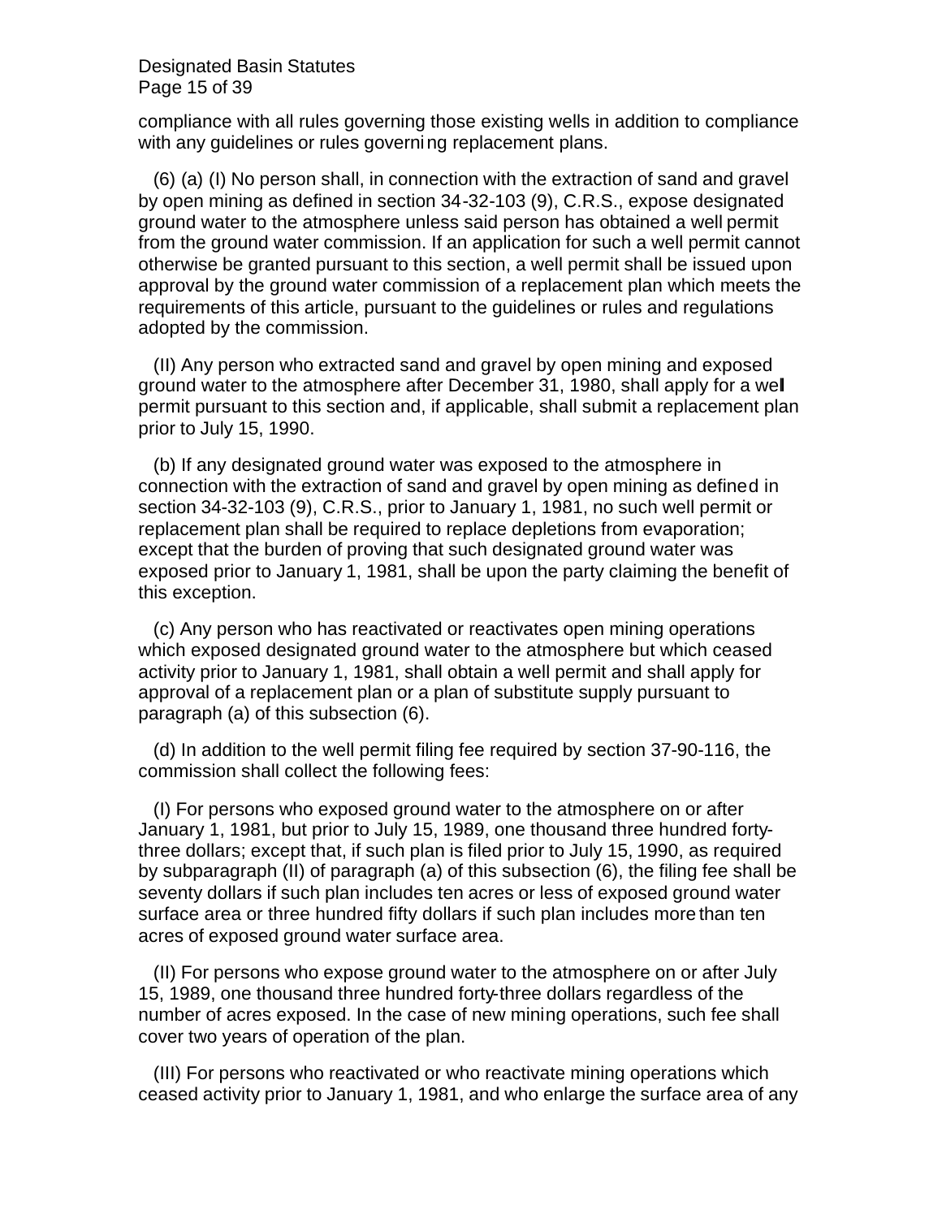compliance with all rules governing those existing wells in addition to compliance with any guidelines or rules governing replacement plans.

(6) (a) (I) No person shall, in connection with the extraction of sand and gravel by open mining as defined in section 34-32-103 (9), C.R.S., expose designated ground water to the atmosphere unless said person has obtained a well permit from the ground water commission. If an application for such a well permit cannot otherwise be granted pursuant to this section, a well permit shall be issued upon approval by the ground water commission of a replacement plan which meets the requirements of this article, pursuant to the guidelines or rules and regulations adopted by the commission.

(II) Any person who extracted sand and gravel by open mining and exposed ground water to the atmosphere after December 31, 1980, shall apply for a well permit pursuant to this section and, if applicable, shall submit a replacement plan prior to July 15, 1990.

(b) If any designated ground water was exposed to the atmosphere in connection with the extraction of sand and gravel by open mining as defined in section 34-32-103 (9), C.R.S., prior to January 1, 1981, no such well permit or replacement plan shall be required to replace depletions from evaporation; except that the burden of proving that such designated ground water was exposed prior to January 1, 1981, shall be upon the party claiming the benefit of this exception.

(c) Any person who has reactivated or reactivates open mining operations which exposed designated ground water to the atmosphere but which ceased activity prior to January 1, 1981, shall obtain a well permit and shall apply for approval of a replacement plan or a plan of substitute supply pursuant to paragraph (a) of this subsection (6).

(d) In addition to the well permit filing fee required by section 37-90-116, the commission shall collect the following fees:

(I) For persons who exposed ground water to the atmosphere on or after January 1, 1981, but prior to July 15, 1989, one thousand three hundred forty-three dollars; except that, if such plan is filed prior to July 15, 1990, as required by subparagraph (II) of paragraph (a) of this subsection (6), the filing fee shall be seventy dollars if such plan includes ten acres or less of exposed ground water surface area or three hundred fifty dollars if such plan includes more than ten acres of exposed ground water surface area.

(II) For persons who expose ground water to the atmosphere on or after July 15, 1989, one thousand three hundred forty-three dollars regardless of the number of acres exposed. In the case of new mining operations, such fee shall cover two years of operation of the plan.

(III) For persons who reactivated or who reactivate mining operations which ceased activity prior to January 1, 1981, and who enlarge the surface area of any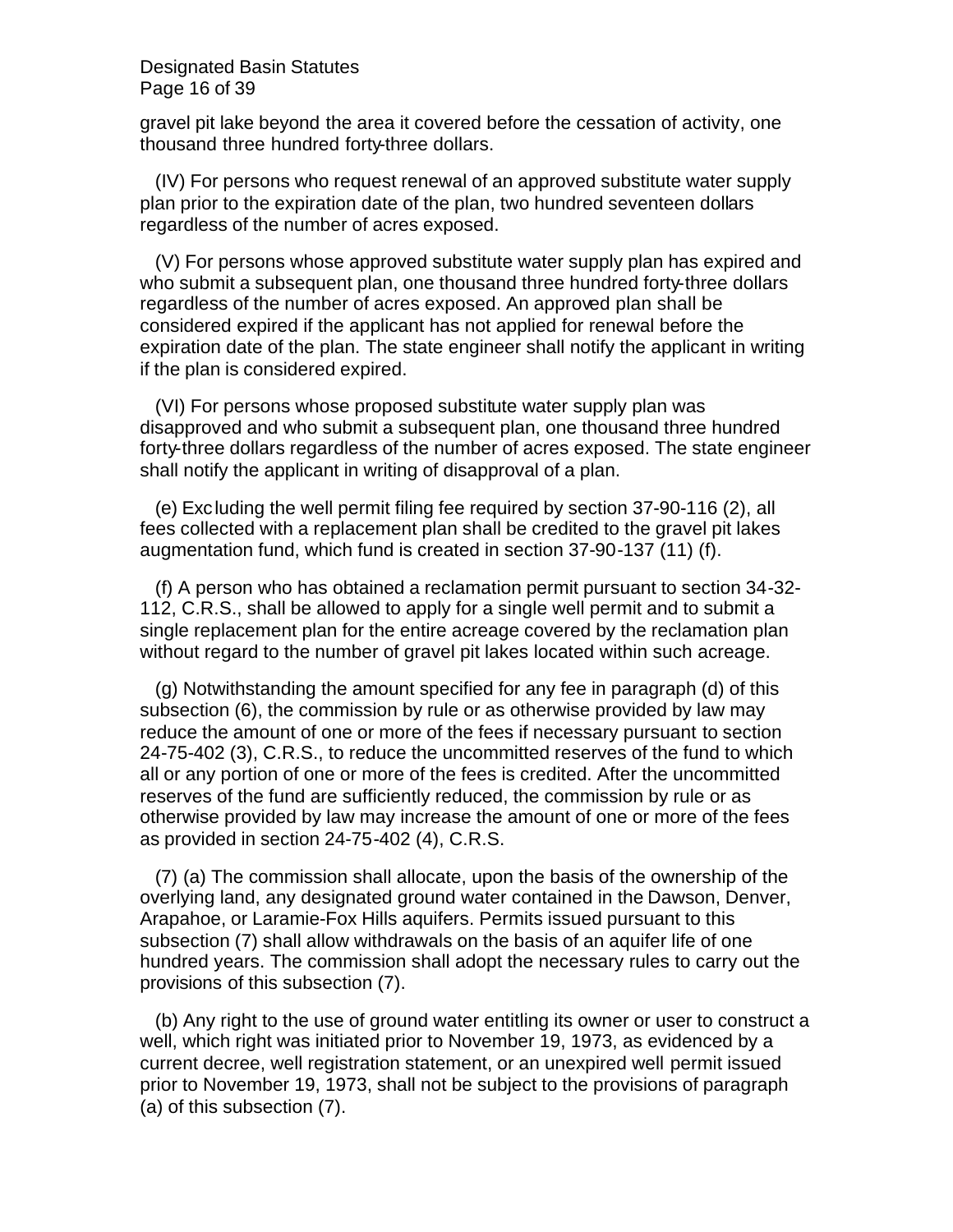gravel pit lake beyond the area it covered before the cessation of activity, one thousand three hundred forty-three dollars.

(IV) For persons who request renewal of an approved substitute water supply plan prior to the expiration date of the plan, two hundred seventeen dollars regardless of the number of acres exposed.

(V) For persons whose approved substitute water supply plan has expired and who submit a subsequent plan, one thousand three hundred forty-three dollars regardless of the number of acres exposed. An approved plan shall be considered expired if the applicant has not applied for renewal before the expiration date of the plan. The state engineer shall notify the applicant in writing if the plan is considered expired.

(VI) For persons whose proposed substitute water supply plan was disapproved and who submit a subsequent plan, one thousand three hundred forty-three dollars regardless of the number of acres exposed. The state engineer shall notify the applicant in writing of disapproval of a plan.

(e) Excluding the well permit filing fee required by section 37-90-116 (2), all fees collected with a replacement plan shall be credited to the gravel pit lakes augmentation fund, which fund is created in section 37-90-137 (11) (f).

(f) A person who has obtained a reclamation permit pursuant to section 34-32-112, C.R.S., shall be allowed to apply for a single well permit and to submit a single replacement plan for the entire acreage covered by the reclamation plan without regard to the number of gravel pit lakes located within such acreage.

(g) Notwithstanding the amount specified for any fee in paragraph (d) of this subsection (6), the commission by rule or as otherwise provided by law may reduce the amount of one or more of the fees if necessary pursuant to section 24-75-402 (3), C.R.S., to reduce the uncommitted reserves of the fund to which all or any portion of one or more of the fees is credited. After the uncommitted reserves of the fund are sufficiently reduced, the commission by rule or as otherwise provided by law may increase the amount of one or more of the fees as provided in section 24-75-402 (4), C.R.S.

(7) (a) The commission shall allocate, upon the basis of the ownership of the overlying land, any designated ground water contained in the Dawson, Denver, Arapahoe, or Laramie-Fox Hills aquifers. Permits issued pursuant to this subsection (7) shall allow withdrawals on the basis of an aquifer life of one hundred years. The commission shall adopt the necessary rules to carry out the provisions of this subsection (7).

(b) Any right to the use of ground water entitling its owner or user to construct a well, which right was initiated prior to November 19, 1973, as evidenced by a current decree, well registration statement, or an unexpired well permit issued prior to November 19, 1973, shall not be subject to the provisions of paragraph (a) of this subsection (7).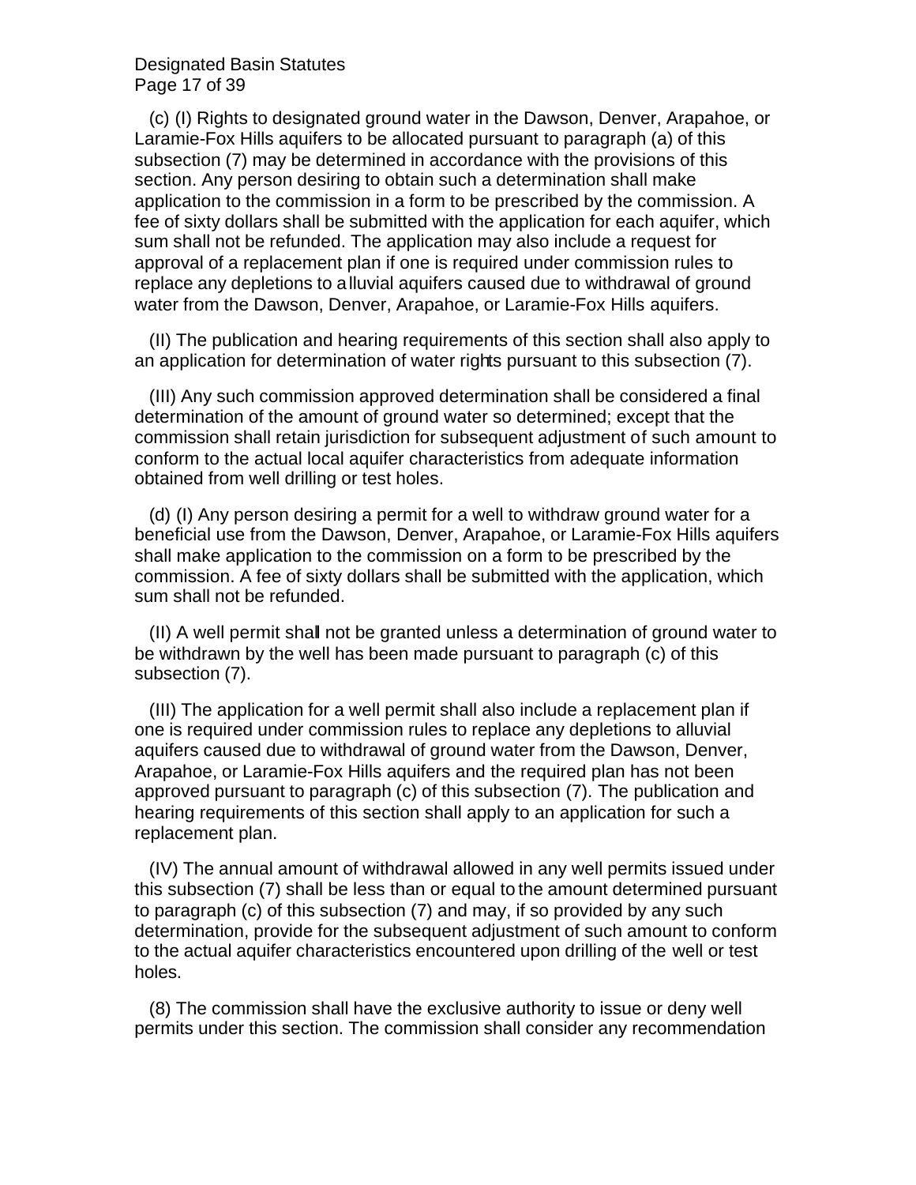(c) (I) Rights to designated ground water in the Dawson, Denver, Arapahoe, or Laramie-Fox Hills aquifers to be allocated pursuant to paragraph (a) of this subsection (7) may be determined in accordance with the provisions of this section. Any person desiring to obtain such a determination shall make application to the commission in a form to be prescribed by the commission. A fee of sixty dollars shall be submitted with the application for each aquifer, which sum shall not be refunded. The application may also include a request for approval of a replacement plan if one is required under commission rules to replace any depletions to alluvial aquifers caused due to withdrawal of ground water from the Dawson, Denver, Arapahoe, or Laramie-Fox Hills aquifers.

(II) The publication and hearing requirements of this section shall also apply to an application for determination of water rights pursuant to this subsection (7).

(III) Any such commission approved determination shall be considered a final determination of the amount of ground water so determined; except that the commission shall retain jurisdiction for subsequent adjustment of such amount to conform to the actual local aquifer characteristics from adequate information obtained from well drilling or test holes.

(d) (I) Any person desiring a permit for a well to withdraw ground water for a beneficial use from the Dawson, Denver, Arapahoe, or Laramie-Fox Hills aquifers shall make application to the commission on a form to be prescribed by the commission. A fee of sixty dollars shall be submitted with the application, which sum shall not be refunded.

(II) A well permit shall not be granted unless a determination of ground water to be withdrawn by the well has been made pursuant to paragraph (c) of this subsection (7).

(III) The application for a well permit shall also include a replacement plan if one is required under commission rules to replace any depletions to alluvial aquifers caused due to withdrawal of ground water from the Dawson, Denver, Arapahoe, or Laramie-Fox Hills aquifers and the required plan has not been approved pursuant to paragraph (c) of this subsection (7). The publication and hearing requirements of this section shall apply to an application for such a replacement plan.

(IV) The annual amount of withdrawal allowed in any well permits issued under this subsection (7) shall be less than or equal to the amount determined pursuant to paragraph (c) of this subsection (7) and may, if so provided by any such determination, provide for the subsequent adjustment of such amount to conform to the actual aquifer characteristics encountered upon drilling of the well or test holes.

(8) The commission shall have the exclusive authority to issue or deny well permits under this section. The commission shall consider any recommendation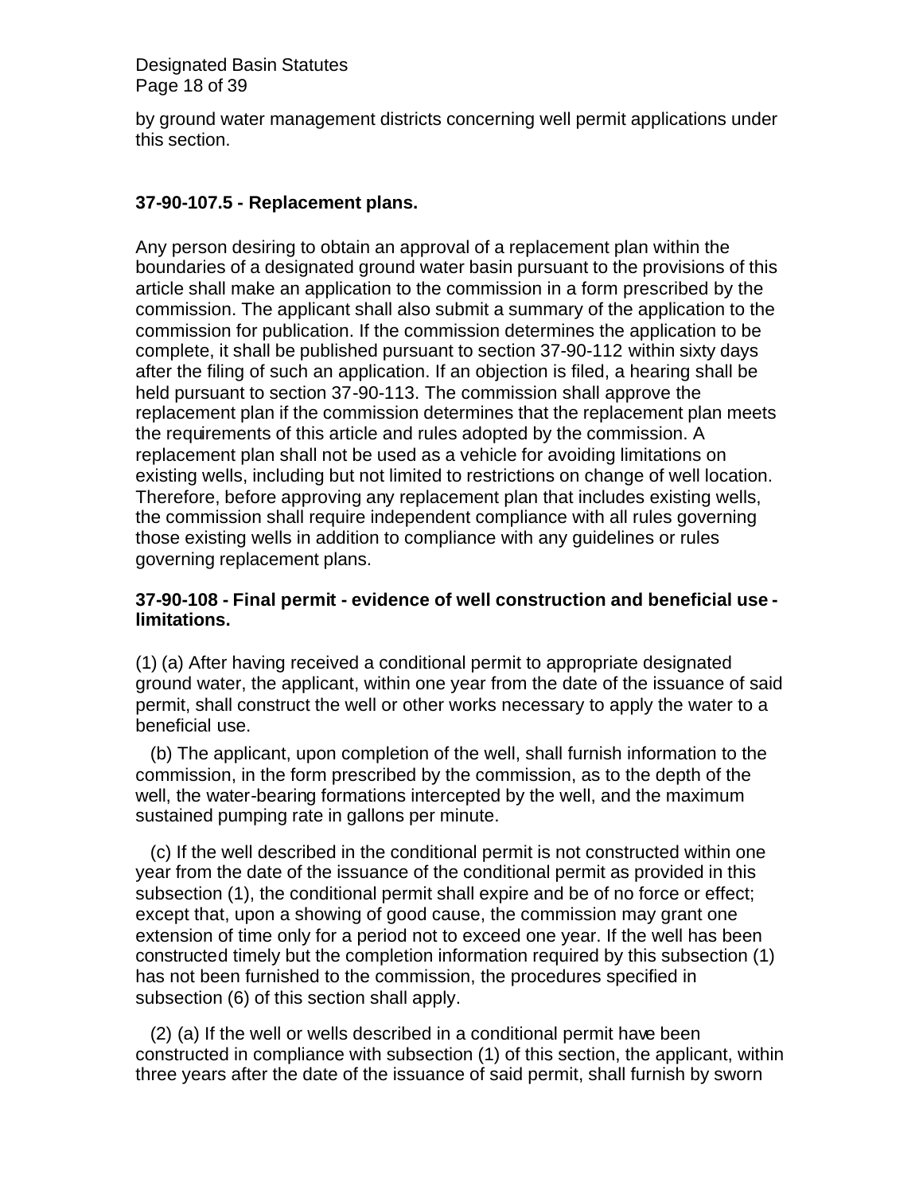by ground water management districts concerning well permit applications under this section.

**37-90-107.5 - Replacement plans.**

Any person desiring to obtain an approval of a replacement plan within the boundaries of a designated ground water basin pursuant to the provisions of this article shall make an application to the commission in a form prescribed by the commission. The applicant shall also submit a summary of the application to the commission for publication. If the commission determines the application to be complete, it shall be published pursuant to section 37-90-112 within sixty days after the filing of such an application. If an objection is filed, a hearing shall be held pursuant to section 37-90-113. The commission shall approve the replacement plan if the commission determines that the replacement plan meets the requirements of this article and rules adopted by the commission. A replacement plan shall not be used as a vehicle for avoiding limitations on existing wells, including but not limited to restrictions on change of well location. Therefore, before approving any replacement plan that includes existing wells, the commission shall require independent compliance with all rules governing those existing wells in addition to compliance with any guidelines or rules governing replacement plans.

**37-90-108 - Final permit - evidence of well construction and beneficial use - limitations.**

(1) (a) After having received a conditional permit to appropriate designated ground water, the applicant, within one year from the date of the issuance of said permit, shall construct the well or other works necessary to apply the water to a beneficial use.

(b) The applicant, upon completion of the well, shall furnish information to the commission, in the form prescribed by the commission, as to the depth of the well, the water-bearing formations intercepted by the well, and the maximum sustained pumping rate in gallons per minute.

(c) If the well described in the conditional permit is not constructed within one year from the date of the issuance of the conditional permit as provided in this subsection (1), the conditional permit shall expire and be of no force or effect; except that, upon a showing of good cause, the commission may grant one extension of time only for a period not to exceed one year. If the well has been constructed timely but the completion information required by this subsection (1) has not been furnished to the commission, the procedures specified in subsection (6) of this section shall apply.

(2) (a) If the well or wells described in a conditional permit have been constructed in compliance with subsection (1) of this section, the applicant, within three years after the date of the issuance of said permit, shall furnish by sworn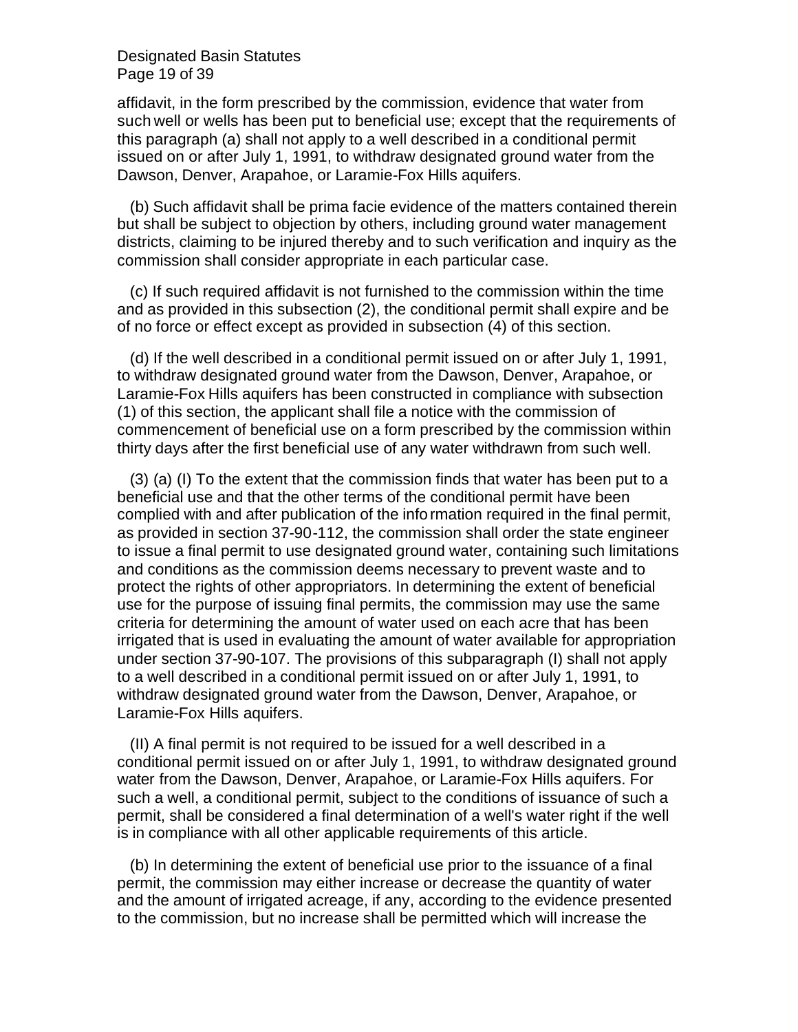affidavit, in the form prescribed by the commission, evidence that water from such well or wells has been put to beneficial use; except that the requirements of this paragraph (a) shall not apply to a well described in a conditional permit issued on or after July 1, 1991, to withdraw designated ground water from the Dawson, Denver, Arapahoe, or Laramie-Fox Hills aquifers.

(b) Such affidavit shall be prima facie evidence of the matters contained therein but shall be subject to objection by others, including ground water management districts, claiming to be injured thereby and to such verification and inquiry as the commission shall consider appropriate in each particular case.

(c) If such required affidavit is not furnished to the commission within the time and as provided in this subsection (2), the conditional permit shall expire and be of no force or effect except as provided in subsection (4) of this section.

(d) If the well described in a conditional permit issued on or after July 1, 1991, to withdraw designated ground water from the Dawson, Denver, Arapahoe, or Laramie-Fox Hills aquifers has been constructed in compliance with subsection (1) of this section, the applicant shall file a notice with the commission of commencement of beneficial use on a form prescribed by the commission within thirty days after the first beneficial use of any water withdrawn from such well.

(3) (a) (I) To the extent that the commission finds that water has been put to a beneficial use and that the other terms of the conditional permit have been complied with and after publication of the information required in the final permit, as provided in section 37-90-112, the commission shall order the state engineer to issue a final permit to use designated ground water, containing such limitations and conditions as the commission deems necessary to prevent waste and to protect the rights of other appropriators. In determining the extent of beneficial use for the purpose of issuing final permits, the commission may use the same criteria for determining the amount of water used on each acre that has been irrigated that is used in evaluating the amount of water available for appropriation under section 37-90-107. The provisions of this subparagraph (I) shall not apply to a well described in a conditional permit issued on or after July 1, 1991, to withdraw designated ground water from the Dawson, Denver, Arapahoe, or Laramie-Fox Hills aquifers.

(II) A final permit is not required to be issued for a well described in a conditional permit issued on or after July 1, 1991, to withdraw designated ground water from the Dawson, Denver, Arapahoe, or Laramie-Fox Hills aquifers. For such a well, a conditional permit, subject to the conditions of issuance of such a permit, shall be considered a final determination of a well's water right if the well is in compliance with all other applicable requirements of this article.

(b) In determining the extent of beneficial use prior to the issuance of a final permit, the commission may either increase or decrease the quantity of water and the amount of irrigated acreage, if any, according to the evidence presented to the commission, but no increase shall be permitted which will increase the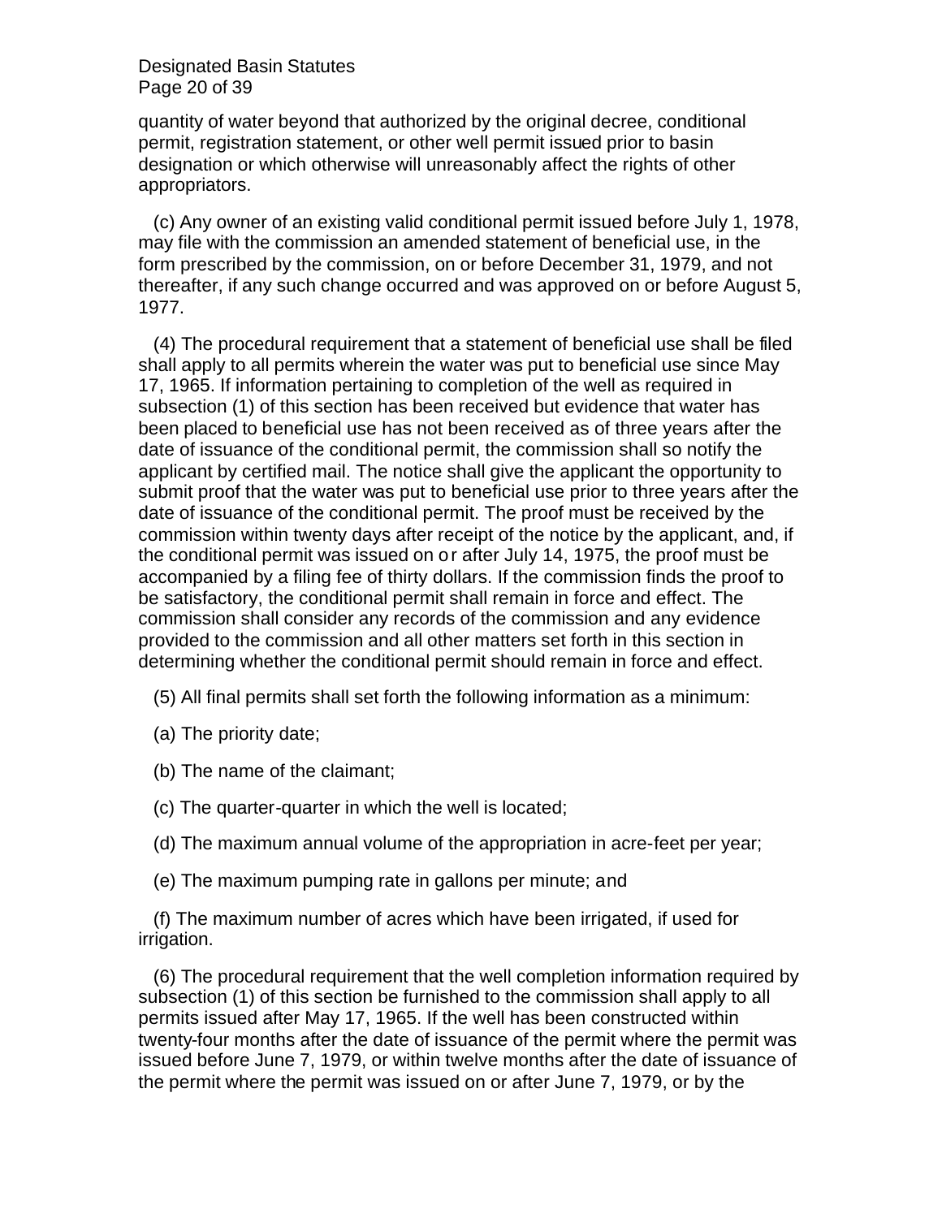quantity of water beyond that authorized by the original decree, conditional permit, registration statement, or other well permit issued prior to basin designation or which otherwise will unreasonably affect the rights of other appropriators.

(c) Any owner of an existing valid conditional permit issued before July 1, 1978, may file with the commission an amended statement of beneficial use, in the form prescribed by the commission, on or before December 31, 1979, and not thereafter, if any such change occurred and was approved on or before August 5, 1977.

(4) The procedural requirement that a statement of beneficial use shall be filed shall apply to all permits wherein the water was put to beneficial use since May 17, 1965. If information pertaining to completion of the well as required in subsection (1) of this section has been received but evidence that water has been placed to beneficial use has not been received as of three years after the date of issuance of the conditional permit, the commission shall so notify the applicant by certified mail. The notice shall give the applicant the opportunity to submit proof that the water was put to beneficial use prior to three years after the date of issuance of the conditional permit. The proof must be received by the commission within twenty days after receipt of the notice by the applicant, and, if the conditional permit was issued on or after July 14, 1975, the proof must be accompanied by a filing fee of thirty dollars. If the commission finds the proof to be satisfactory, the conditional permit shall remain in force and effect. The commission shall consider any records of the commission and any evidence provided to the commission and all other matters set forth in this section in determining whether the conditional permit should remain in force and effect.

(5) All final permits shall set forth the following information as a minimum:

(a) The priority date;

(b) The name of the claimant;

(c) The quarter-quarter in which the well is located;

(d) The maximum annual volume of the appropriation in acre-feet per year;

(e) The maximum pumping rate in gallons per minute; and

(f) The maximum number of acres which have been irrigated, if used for irrigation.

(6) The procedural requirement that the well completion information required by subsection (1) of this section be furnished to the commission shall apply to all permits issued after May 17, 1965. If the well has been constructed within twenty-four months after the date of issuance of the permit where the permit was issued before June 7, 1979, or within twelve months after the date of issuance of the permit where the permit was issued on or after June 7, 1979, or by the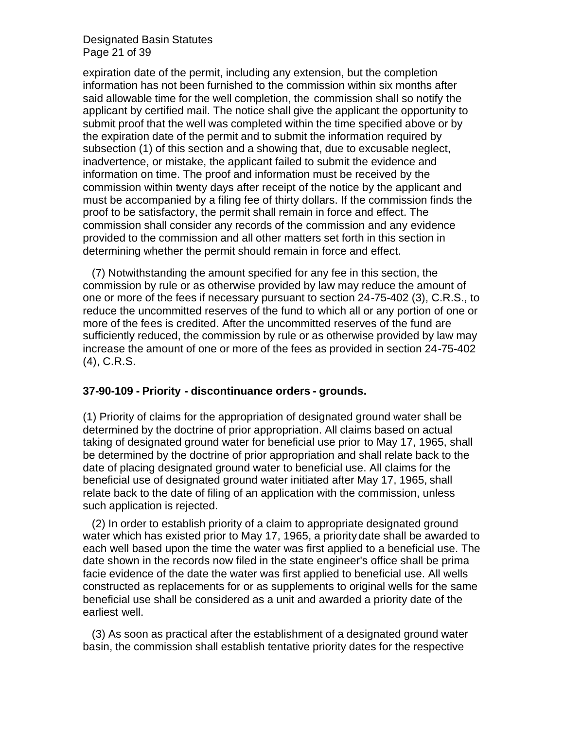expiration date of the permit, including any extension, but the completion information has not been furnished to the commission within six months after said allowable time for the well completion, the commission shall so notify the applicant by certified mail. The notice shall give the applicant the opportunity to submit proof that the well was completed within the time specified above or by the expiration date of the permit and to submit the information required by subsection (1) of this section and a showing that, due to excusable neglect, inadvertence, or mistake, the applicant failed to submit the evidence and information on time. The proof and information must be received by the commission within twenty days after receipt of the notice by the applicant and must be accompanied by a filing fee of thirty dollars. If the commission finds the proof to be satisfactory, the permit shall remain in force and effect. The commission shall consider any records of the commission and any evidence provided to the commission and all other matters set forth in this section in determining whether the permit should remain in force and effect.

(7) Notwithstanding the amount specified for any fee in this section, the commission by rule or as otherwise provided by law may reduce the amount of one or more of the fees if necessary pursuant to section 24-75-402 (3), C.R.S., to reduce the uncommitted reserves of the fund to which all or any portion of one or more of the fees is credited. After the uncommitted reserves of the fund are sufficiently reduced, the commission by rule or as otherwise provided by law may increase the amount of one or more of the fees as provided in section 24-75-402 (4), C.R.S.

**37-90-109 - Priority - discontinuance orders - grounds.**

(1) Priority of claims for the appropriation of designated ground water shall be determined by the doctrine of prior appropriation. All claims based on actual taking of designated ground water for beneficial use prior to May 17, 1965, shall be determined by the doctrine of prior appropriation and shall relate back to the date of placing designated ground water to beneficial use. All claims for the beneficial use of designated ground water initiated after May 17, 1965, shall relate back to the date of filing of an application with the commission, unless such application is rejected.

(2) In order to establish priority of a claim to appropriate designated ground water which has existed prior to May 17, 1965, a priority date shall be awarded to each well based upon the time the water was first applied to a beneficial use. The date shown in the records now filed in the state engineer's office shall be prima facie evidence of the date the water was first applied to beneficial use. All wells constructed as replacements for or as supplements to original wells for the same beneficial use shall be considered as a unit and awarded a priority date of the earliest well.

(3) As soon as practical after the establishment of a designated ground water basin, the commission shall establish tentative priority dates for the respective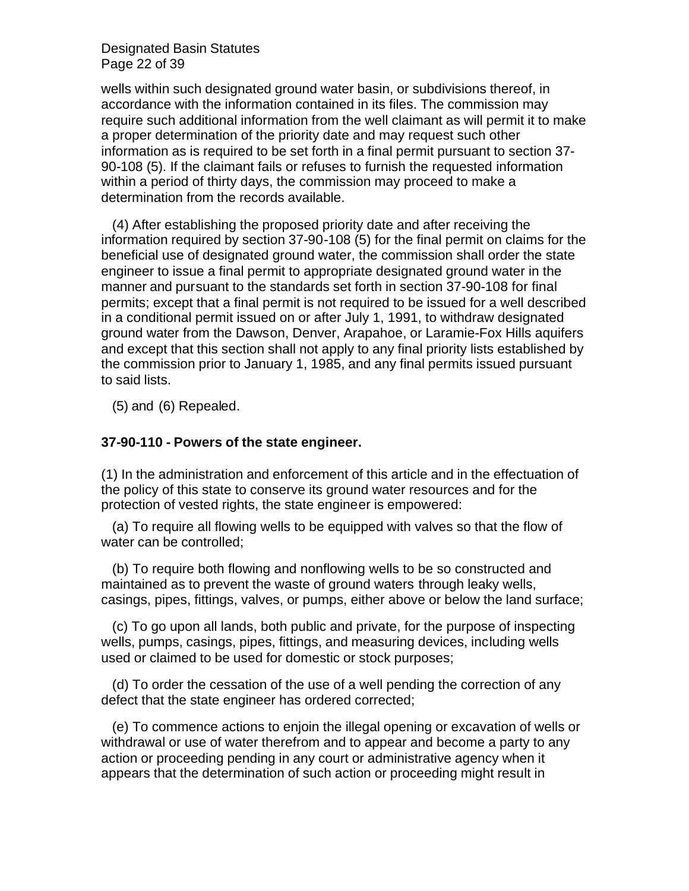wells within such designated ground water basin, or subdivisions thereof, in accordance with the information contained in its files. The commission may require such additional information from the well claimant as will permit it to make a proper determination of the priority date and may request such other information as is required to be set forth in a final permit pursuant to section 37-90-108 (5). If the claimant fails or refuses to furnish the requested information within a period of thirty days, the commission may proceed to make a determination from the records available.

(4) After establishing the proposed priority date and after receiving the information required by section 37-90-108 (5) for the final permit on claims for the beneficial use of designated ground water, the commission shall order the state engineer to issue a final permit to appropriate designated ground water in the manner and pursuant to the standards set forth in section 37-90-108 for final permits; except that a final permit is not required to be issued for a well described in a conditional permit issued on or after July 1, 1991, to withdraw designated ground water from the Dawson, Denver, Arapahoe, or Laramie-Fox Hills aquifers and except that this section shall not apply to any final priority lists established by the commission prior to January 1, 1985, and any final permits issued pursuant to said lists.

(5) and (6) Repealed.

### 37-90-110 - Powers of the state engineer.

(1) In the administration and enforcement of this article and in the effectuation of the policy of this state to conserve its ground water resources and for the protection of vested rights, the state engineer is empowered:

(a) To require all flowing wells to be equipped with valves so that the flow of water can be controlled;

(b) To require both flowing and nonflowing wells to be so constructed and maintained as to prevent the waste of ground waters through leaky wells, casings, pipes, fittings, valves, or pumps, either above or below the land surface;

(c) To go upon all lands, both public and private, for the purpose of inspecting wells, pumps, casings, pipes, fittings, and measuring devices, including wells used or claimed to be used for domestic or stock purposes;

(d) To order the cessation of the use of a well pending the correction of any defect that the state engineer has ordered corrected;

(e) To commence actions to enjoin the illegal opening or excavation of wells or withdrawal or use of water therefrom and to appear and become a party to any action or proceeding pending in any court or administrative agency when it appears that the determination of such action or proceeding might result in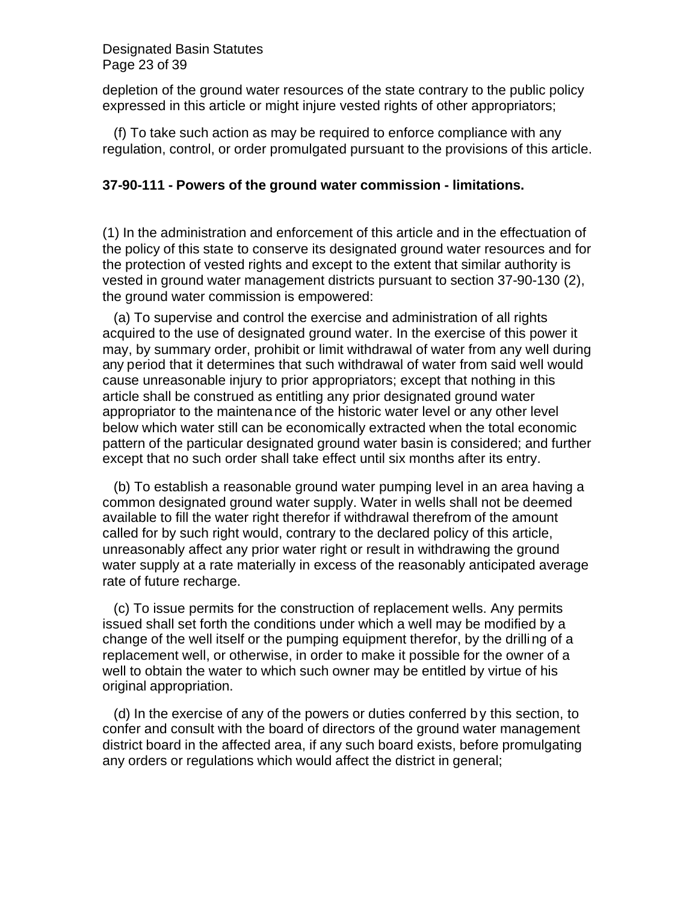depletion of the ground water resources of the state contrary to the public policy expressed in this article or might injure vested rights of other appropriators;

(f) To take such action as may be required to enforce compliance with any regulation, control, or order promulgated pursuant to the provisions of this article.

### 37-90-111 - Powers of the ground water commission - limitations.

(1) In the administration and enforcement of this article and in the effectuation of the policy of this state to conserve its designated ground water resources and for the protection of vested rights and except to the extent that similar authority is vested in ground water management districts pursuant to section 37-90-130 (2), the ground water commission is empowered:

(a) To supervise and control the exercise and administration of all rights acquired to the use of designated ground water. In the exercise of this power it may, by summary order, prohibit or limit withdrawal of water from any well during any period that it determines that such withdrawal of water from said well would cause unreasonable injury to prior appropriators; except that nothing in this article shall be construed as entitling any prior designated ground water appropriator to the maintenance of the historic water level or any other level below which water still can be economically extracted when the total economic pattern of the particular designated ground water basin is considered; and further except that no such order shall take effect until six months after its entry.

(b) To establish a reasonable ground water pumping level in an area having a common designated ground water supply. Water in wells shall not be deemed available to fill the water right therefor if withdrawal therefrom of the amount called for by such right would, contrary to the declared policy of this article, unreasonably affect any prior water right or result in withdrawing the ground water supply at a rate materially in excess of the reasonably anticipated average rate of future recharge.

(c) To issue permits for the construction of replacement wells. Any permits issued shall set forth the conditions under which a well may be modified by a change of the well itself or the pumping equipment therefor, by the drilling of a replacement well, or otherwise, in order to make it possible for the owner of a well to obtain the water to which such owner may be entitled by virtue of his original appropriation.

(d) In the exercise of any of the powers or duties conferred by this section, to confer and consult with the board of directors of the ground water management district board in the affected area, if any such board exists, before promulgating any orders or regulations which would affect the district in general;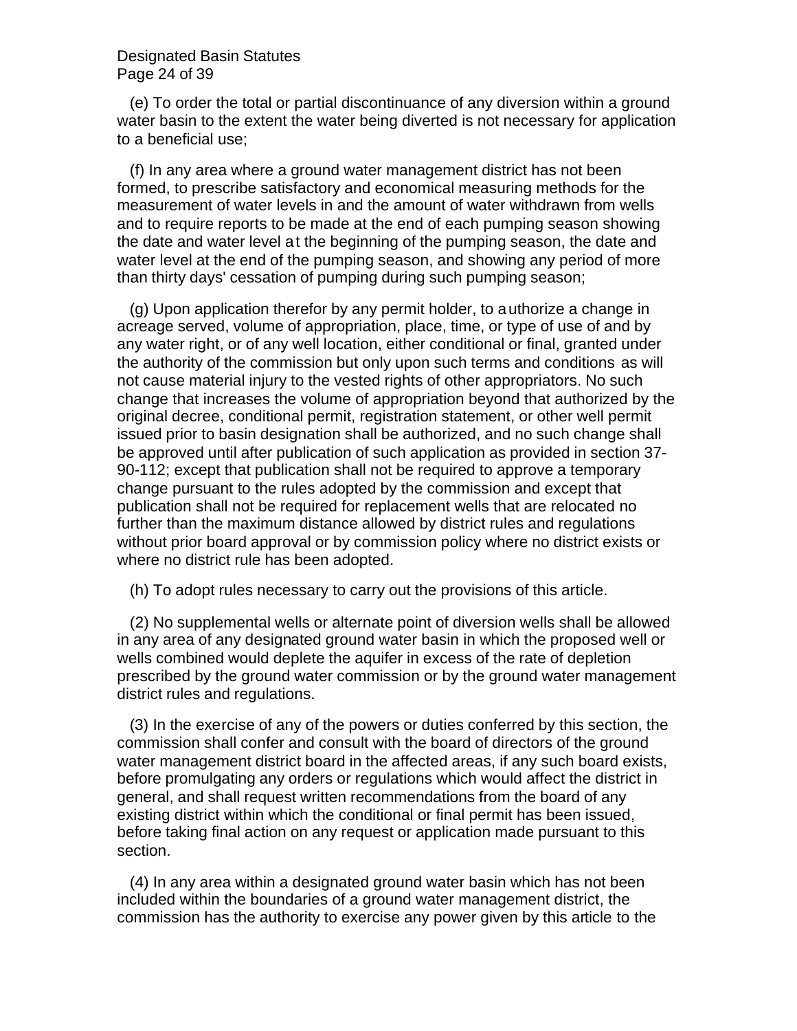(e) To order the total or partial discontinuance of any diversion within a ground water basin to the extent the water being diverted is not necessary for application to a beneficial use;

(f) In any area where a ground water management district has not been formed, to prescribe satisfactory and economical measuring methods for the measurement of water levels in and the amount of water withdrawn from wells and to require reports to be made at the end of each pumping season showing the date and water level at the beginning of the pumping season, the date and water level at the end of the pumping season, and showing any period of more than thirty days' cessation of pumping during such pumping season;

(g) Upon application therefor by any permit holder, to authorize a change in acreage served, volume of appropriation, place, time, or type of use of and by any water right, or of any well location, either conditional or final, granted under the authority of the commission but only upon such terms and conditions as will not cause material injury to the vested rights of other appropriators. No such change that increases the volume of appropriation beyond that authorized by the original decree, conditional permit, registration statement, or other well permit issued prior to basin designation shall be authorized, and no such change shall be approved until after publication of such application as provided in section 37-90-112; except that publication shall not be required to approve a temporary change pursuant to the rules adopted by the commission and except that publication shall not be required for replacement wells that are relocated no further than the maximum distance allowed by district rules and regulations without prior board approval or by commission policy where no district exists or where no district rule has been adopted.

(h) To adopt rules necessary to carry out the provisions of this article.

(2) No supplemental wells or alternate point of diversion wells shall be allowed in any area of any designated ground water basin in which the proposed well or wells combined would deplete the aquifer in excess of the rate of depletion prescribed by the ground water commission or by the ground water management district rules and regulations.

(3) In the exercise of any of the powers or duties conferred by this section, the commission shall confer and consult with the board of directors of the ground water management district board in the affected areas, if any such board exists, before promulgating any orders or regulations which would affect the district in general, and shall request written recommendations from the board of any existing district within which the conditional or final permit has been issued, before taking final action on any request or application made pursuant to this section.

(4) In any area within a designated ground water basin which has not been included within the boundaries of a ground water management district, the commission has the authority to exercise any power given by this article to the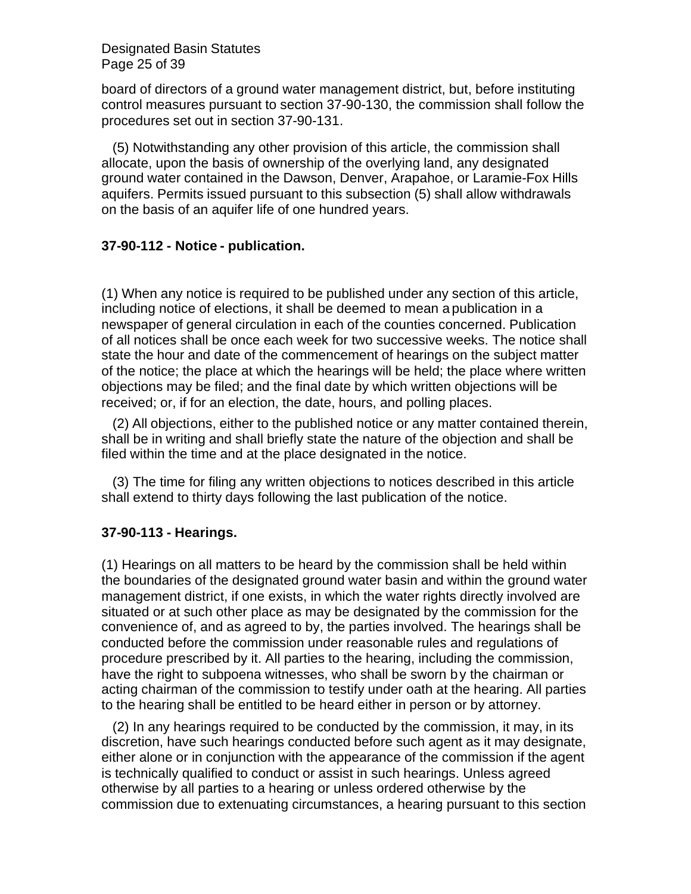board of directors of a ground water management district, but, before instituting control measures pursuant to section 37-90-130, the commission shall follow the procedures set out in section 37-90-131.

(5) Notwithstanding any other provision of this article, the commission shall allocate, upon the basis of ownership of the overlying land, any designated ground water contained in the Dawson, Denver, Arapahoe, or Laramie-Fox Hills aquifers. Permits issued pursuant to this subsection (5) shall allow withdrawals on the basis of an aquifer life of one hundred years.

**37-90-112 - Notice - publication.**

(1) When any notice is required to be published under any section of this article, including notice of elections, it shall be deemed to mean a publication in a newspaper of general circulation in each of the counties concerned. Publication of all notices shall be once each week for two successive weeks. The notice shall state the hour and date of the commencement of hearings on the subject matter of the notice; the place at which the hearings will be held; the place where written objections may be filed; and the final date by which written objections will be received; or, if for an election, the date, hours, and polling places.

(2) All objections, either to the published notice or any matter contained therein, shall be in writing and shall briefly state the nature of the objection and shall be filed within the time and at the place designated in the notice.

(3) The time for filing any written objections to notices described in this article shall extend to thirty days following the last publication of the notice.

**37-90-113 - Hearings.**

(1) Hearings on all matters to be heard by the commission shall be held within the boundaries of the designated ground water basin and within the ground water management district, if one exists, in which the water rights directly involved are situated or at such other place as may be designated by the commission for the convenience of, and as agreed to by, the parties involved. The hearings shall be conducted before the commission under reasonable rules and regulations of procedure prescribed by it. All parties to the hearing, including the commission, have the right to subpoena witnesses, who shall be sworn by the chairman or acting chairman of the commission to testify under oath at the hearing. All parties to the hearing shall be entitled to be heard either in person or by attorney.

(2) In any hearings required to be conducted by the commission, it may, in its discretion, have such hearings conducted before such agent as it may designate, either alone or in conjunction with the appearance of the commission if the agent is technically qualified to conduct or assist in such hearings. Unless agreed otherwise by all parties to a hearing or unless ordered otherwise by the commission due to extenuating circumstances, a hearing pursuant to this section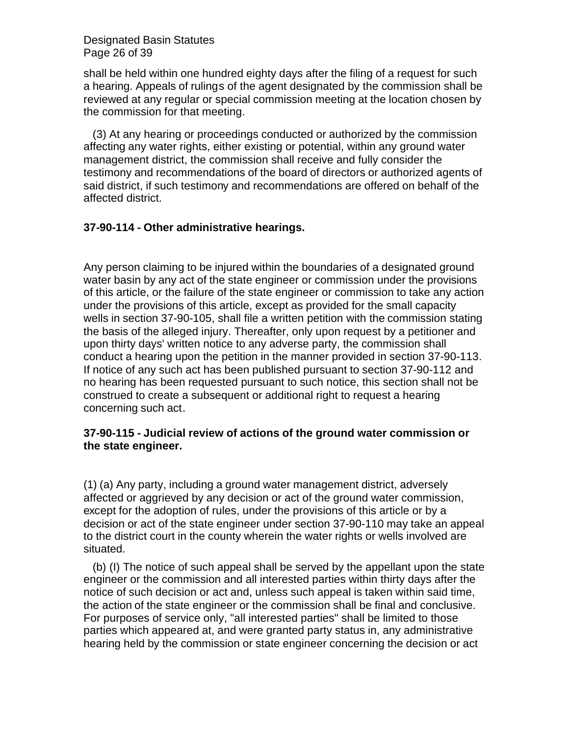shall be held within one hundred eighty days after the filing of a request for such a hearing. Appeals of rulings of the agent designated by the commission shall be reviewed at any regular or special commission meeting at the location chosen by the commission for that meeting.

(3) At any hearing or proceedings conducted or authorized by the commission affecting any water rights, either existing or potential, within any ground water management district, the commission shall receive and fully consider the testimony and recommendations of the board of directors or authorized agents of said district, if such testimony and recommendations are offered on behalf of the affected district.

**37-90-114 - Other administrative hearings.**

Any person claiming to be injured within the boundaries of a designated ground water basin by any act of the state engineer or commission under the provisions of this article, or the failure of the state engineer or commission to take any action under the provisions of this article, except as provided for the small capacity wells in section 37-90-105, shall file a written petition with the commission stating the basis of the alleged injury. Thereafter, only upon request by a petitioner and upon thirty days' written notice to any adverse party, the commission shall conduct a hearing upon the petition in the manner provided in section 37-90-113. If notice of any such act has been published pursuant to section 37-90-112 and no hearing has been requested pursuant to such notice, this section shall not be construed to create a subsequent or additional right to request a hearing concerning such act.

**37-90-115 - Judicial review of actions of the ground water commission or the state engineer.**

(1) (a) Any party, including a ground water management district, adversely affected or aggrieved by any decision or act of the ground water commission, except for the adoption of rules, under the provisions of this article or by a decision or act of the state engineer under section 37-90-110 may take an appeal to the district court in the county wherein the water rights or wells involved are situated.

(b) (I) The notice of such appeal shall be served by the appellant upon the state engineer or the commission and all interested parties within thirty days after the notice of such decision or act and, unless such appeal is taken within said time, the action of the state engineer or the commission shall be final and conclusive. For purposes of service only, "all interested parties" shall be limited to those parties which appeared at, and were granted party status in, any administrative hearing held by the commission or state engineer concerning the decision or act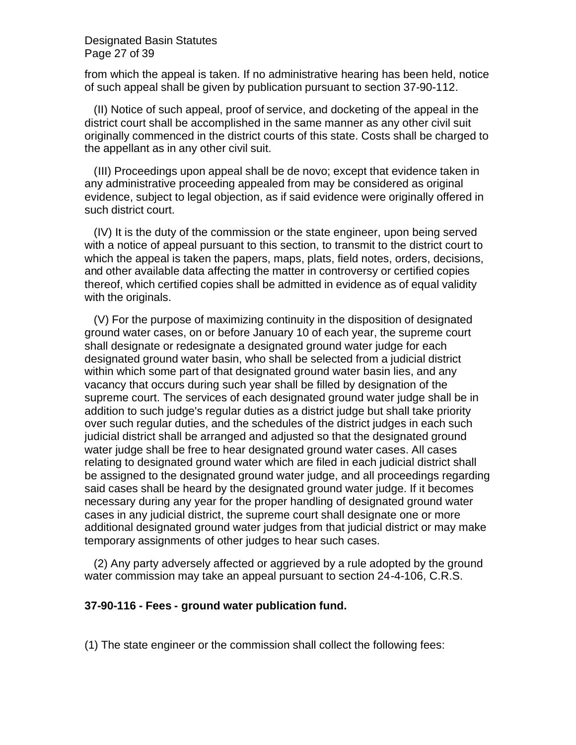from which the appeal is taken. If no administrative hearing has been held, notice of such appeal shall be given by publication pursuant to section 37-90-112.

(II) Notice of such appeal, proof of service, and docketing of the appeal in the district court shall be accomplished in the same manner as any other civil suit originally commenced in the district courts of this state. Costs shall be charged to the appellant as in any other civil suit.

(III) Proceedings upon appeal shall be de novo; except that evidence taken in any administrative proceeding appealed from may be considered as original evidence, subject to legal objection, as if said evidence were originally offered in such district court.

(IV) It is the duty of the commission or the state engineer, upon being served with a notice of appeal pursuant to this section, to transmit to the district court to which the appeal is taken the papers, maps, plats, field notes, orders, decisions, and other available data affecting the matter in controversy or certified copies thereof, which certified copies shall be admitted in evidence as of equal validity with the originals.

(V) For the purpose of maximizing continuity in the disposition of designated ground water cases, on or before January 10 of each year, the supreme court shall designate or redesignate a designated ground water judge for each designated ground water basin, who shall be selected from a judicial district within which some part of that designated ground water basin lies, and any vacancy that occurs during such year shall be filled by designation of the supreme court. The services of each designated ground water judge shall be in addition to such judge's regular duties as a district judge but shall take priority over such regular duties, and the schedules of the district judges in each such judicial district shall be arranged and adjusted so that the designated ground water judge shall be free to hear designated ground water cases. All cases relating to designated ground water which are filed in each judicial district shall be assigned to the designated ground water judge, and all proceedings regarding said cases shall be heard by the designated ground water judge. If it becomes necessary during any year for the proper handling of designated ground water cases in any judicial district, the supreme court shall designate one or more additional designated ground water judges from that judicial district or may make temporary assignments of other judges to hear such cases.

(2) Any party adversely affected or aggrieved by a rule adopted by the ground water commission may take an appeal pursuant to section 24-4-106, C.R.S.

**37-90-116 - Fees - ground water publication fund.**

(1) The state engineer or the commission shall collect the following fees: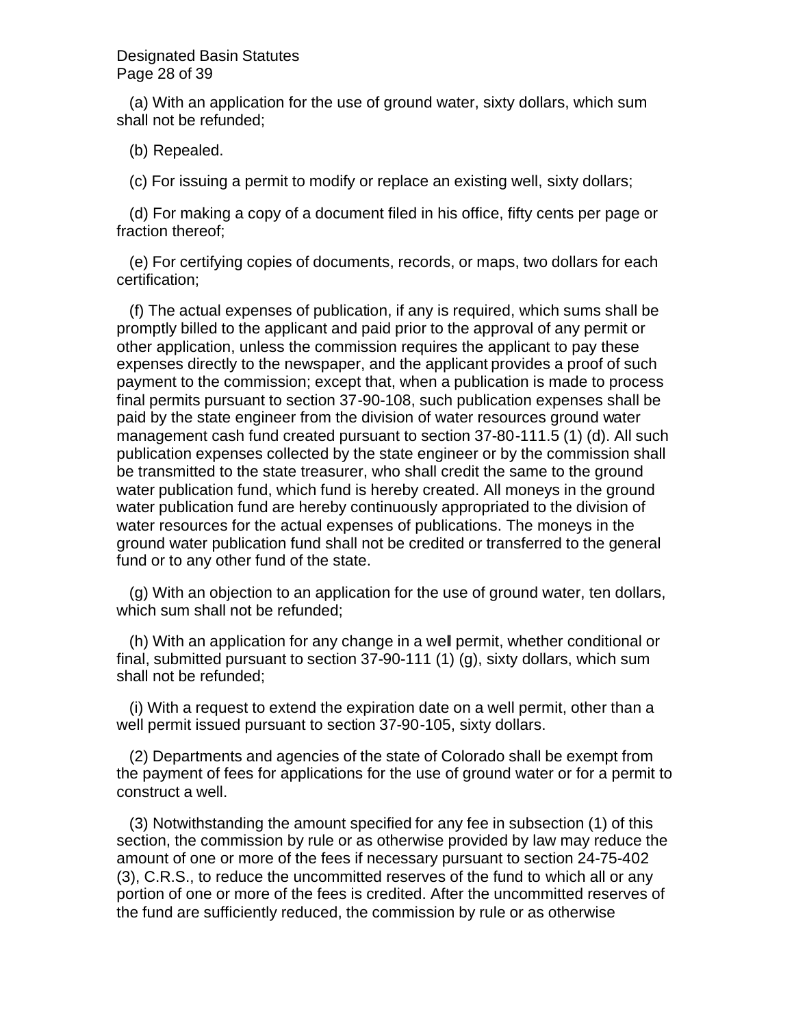(a) With an application for the use of ground water, sixty dollars, which sum shall not be refunded;

(b) Repealed.

(c) For issuing a permit to modify or replace an existing well, sixty dollars;

(d) For making a copy of a document filed in his office, fifty cents per page or fraction thereof;

(e) For certifying copies of documents, records, or maps, two dollars for each certification;

(f) The actual expenses of publication, if any is required, which sums shall be promptly billed to the applicant and paid prior to the approval of any permit or other application, unless the commission requires the applicant to pay these expenses directly to the newspaper, and the applicant provides a proof of such payment to the commission; except that, when a publication is made to process final permits pursuant to section 37-90-108, such publication expenses shall be paid by the state engineer from the division of water resources ground water management cash fund created pursuant to section 37-80-111.5 (1) (d). All such publication expenses collected by the state engineer or by the commission shall be transmitted to the state treasurer, who shall credit the same to the ground water publication fund, which fund is hereby created. All moneys in the ground water publication fund are hereby continuously appropriated to the division of water resources for the actual expenses of publications. The moneys in the ground water publication fund shall not be credited or transferred to the general fund or to any other fund of the state.

(g) With an objection to an application for the use of ground water, ten dollars, which sum shall not be refunded;

(h) With an application for any change in a well permit, whether conditional or final, submitted pursuant to section 37-90-111 (1) (g), sixty dollars, which sum shall not be refunded;

(i) With a request to extend the expiration date on a well permit, other than a well permit issued pursuant to section 37-90-105, sixty dollars.

(2) Departments and agencies of the state of Colorado shall be exempt from the payment of fees for applications for the use of ground water or for a permit to construct a well.

(3) Notwithstanding the amount specified for any fee in subsection (1) of this section, the commission by rule or as otherwise provided by law may reduce the amount of one or more of the fees if necessary pursuant to section 24-75-402 (3), C.R.S., to reduce the uncommitted reserves of the fund to which all or any portion of one or more of the fees is credited. After the uncommitted reserves of the fund are sufficiently reduced, the commission by rule or as otherwise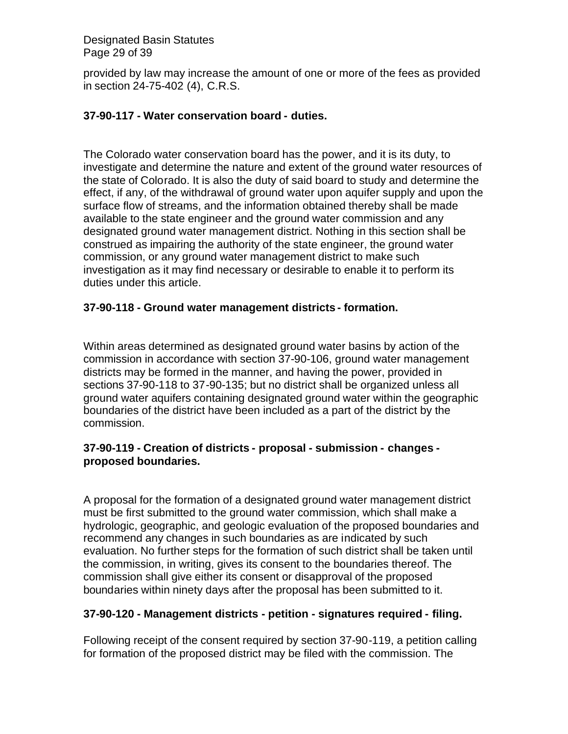provided by law may increase the amount of one or more of the fees as provided in section 24-75-402 (4), C.R.S.

**37-90-117 - Water conservation board - duties.**

The Colorado water conservation board has the power, and it is its duty, to investigate and determine the nature and extent of the ground water resources of the state of Colorado. It is also the duty of said board to study and determine the effect, if any, of the withdrawal of ground water upon aquifer supply and upon the surface flow of streams, and the information obtained thereby shall be made available to the state engineer and the ground water commission and any designated ground water management district. Nothing in this section shall be construed as impairing the authority of the state engineer, the ground water commission, or any ground water management district to make such investigation as it may find necessary or desirable to enable it to perform its duties under this article.

**37-90-118 - Ground water management districts - formation.**

Within areas determined as designated ground water basins by action of the commission in accordance with section 37-90-106, ground water management districts may be formed in the manner, and having the power, provided in sections 37-90-118 to 37-90-135; but no district shall be organized unless all ground water aquifers containing designated ground water within the geographic boundaries of the district have been included as a part of the district by the commission.

**37-90-119 - Creation of districts - proposal - submission - changes - proposed boundaries.**

A proposal for the formation of a designated ground water management district must be first submitted to the ground water commission, which shall make a hydrologic, geographic, and geologic evaluation of the proposed boundaries and recommend any changes in such boundaries as are indicated by such evaluation. No further steps for the formation of such district shall be taken until the commission, in writing, gives its consent to the boundaries thereof. The commission shall give either its consent or disapproval of the proposed boundaries within ninety days after the proposal has been submitted to it.

**37-90-120 - Management districts - petition - signatures required - filing.**

Following receipt of the consent required by section 37-90-119, a petition calling for formation of the proposed district may be filed with the commission. The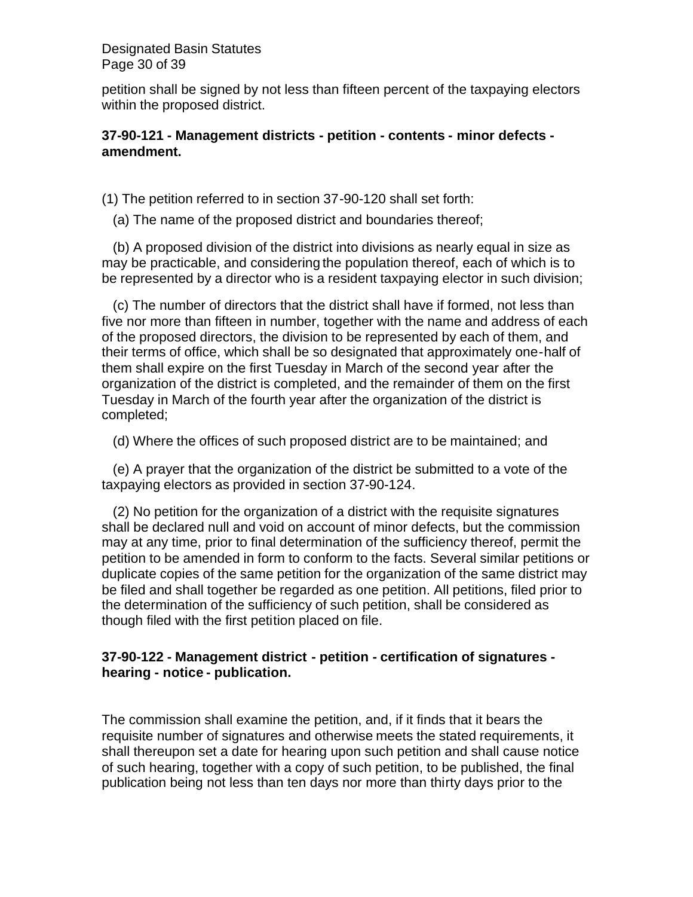petition shall be signed by not less than fifteen percent of the taxpaying electors within the proposed district.

**37-90-121 - Management districts - petition - contents - minor defects - amendment.**

(1) The petition referred to in section 37-90-120 shall set forth:

(a) The name of the proposed district and boundaries thereof;

(b) A proposed division of the district into divisions as nearly equal in size as may be practicable, and considering the population thereof, each of which is to be represented by a director who is a resident taxpaying elector in such division;

(c) The number of directors that the district shall have if formed, not less than five nor more than fifteen in number, together with the name and address of each of the proposed directors, the division to be represented by each of them, and their terms of office, which shall be so designated that approximately one-half of them shall expire on the first Tuesday in March of the second year after the organization of the district is completed, and the remainder of them on the first Tuesday in March of the fourth year after the organization of the district is completed;

(d) Where the offices of such proposed district are to be maintained; and

(e) A prayer that the organization of the district be submitted to a vote of the taxpaying electors as provided in section 37-90-124.

(2) No petition for the organization of a district with the requisite signatures shall be declared null and void on account of minor defects, but the commission may at any time, prior to final determination of the sufficiency thereof, permit the petition to be amended in form to conform to the facts. Several similar petitions or duplicate copies of the same petition for the organization of the same district may be filed and shall together be regarded as one petition. All petitions, filed prior to the determination of the sufficiency of such petition, shall be considered as though filed with the first petition placed on file.

**37-90-122 - Management district - petition - certification of signatures - hearing - notice - publication.**

The commission shall examine the petition, and, if it finds that it bears the requisite number of signatures and otherwise meets the stated requirements, it shall thereupon set a date for hearing upon such petition and shall cause notice of such hearing, together with a copy of such petition, to be published, the final publication being not less than ten days nor more than thirty days prior to the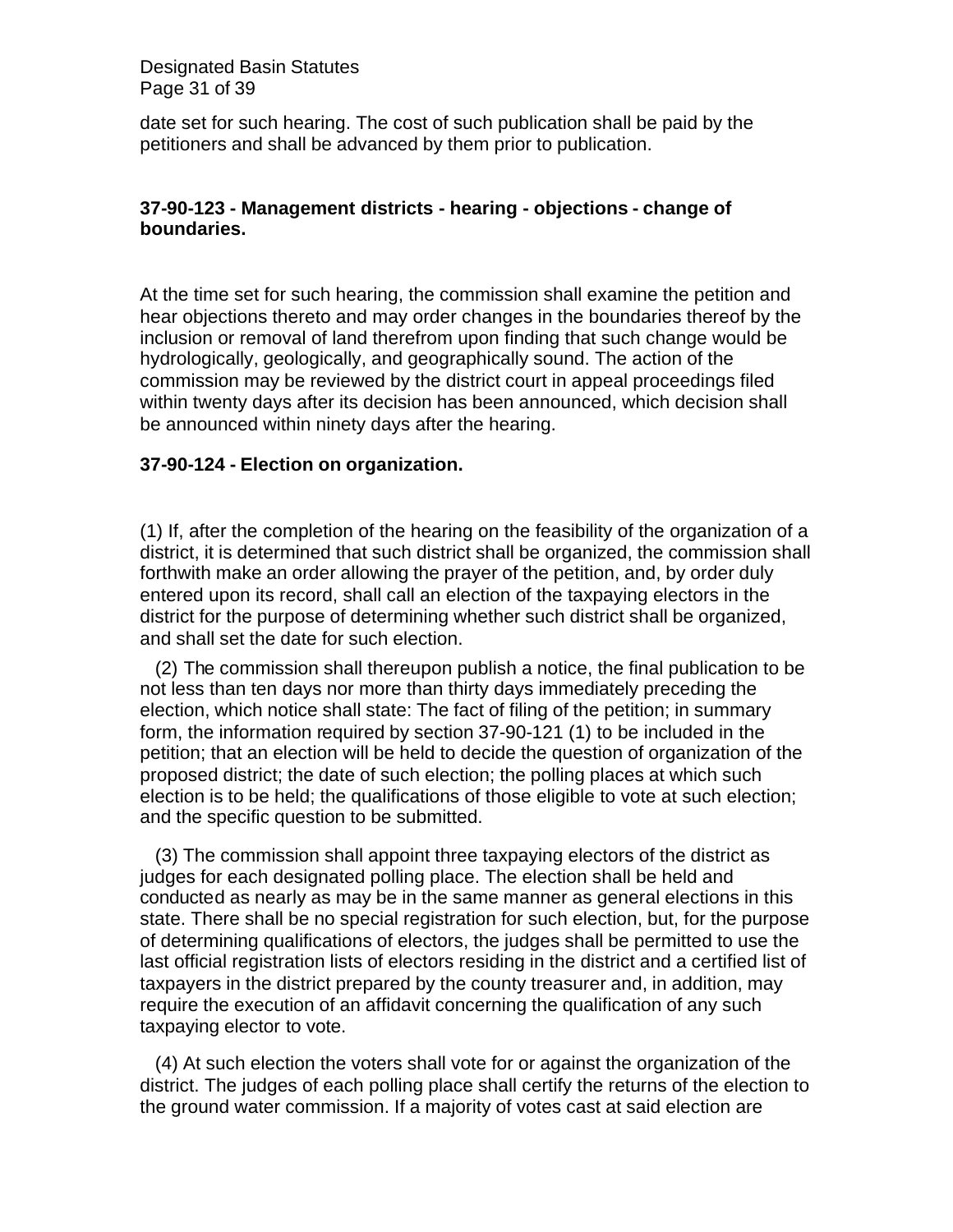date set for such hearing. The cost of such publication shall be paid by the petitioners and shall be advanced by them prior to publication.

**37-90-123 - Management districts - hearing - objections - change of boundaries.**

At the time set for such hearing, the commission shall examine the petition and hear objections thereto and may order changes in the boundaries thereof by the inclusion or removal of land therefrom upon finding that such change would be hydrologically, geologically, and geographically sound. The action of the commission may be reviewed by the district court in appeal proceedings filed within twenty days after its decision has been announced, which decision shall be announced within ninety days after the hearing.

**37-90-124 - Election on organization.**

(1) If, after the completion of the hearing on the feasibility of the organization of a district, it is determined that such district shall be organized, the commission shall forthwith make an order allowing the prayer of the petition, and, by order duly entered upon its record, shall call an election of the taxpaying electors in the district for the purpose of determining whether such district shall be organized, and shall set the date for such election.

(2) The commission shall thereupon publish a notice, the final publication to be not less than ten days nor more than thirty days immediately preceding the election, which notice shall state: The fact of filing of the petition; in summary form, the information required by section 37-90-121 (1) to be included in the petition; that an election will be held to decide the question of organization of the proposed district; the date of such election; the polling places at which such election is to be held; the qualifications of those eligible to vote at such election; and the specific question to be submitted.

(3) The commission shall appoint three taxpaying electors of the district as judges for each designated polling place. The election shall be held and conducted as nearly as may be in the same manner as general elections in this state. There shall be no special registration for such election, but, for the purpose of determining qualifications of electors, the judges shall be permitted to use the last official registration lists of electors residing in the district and a certified list of taxpayers in the district prepared by the county treasurer and, in addition, may require the execution of an affidavit concerning the qualification of any such taxpaying elector to vote.

(4) At such election the voters shall vote for or against the organization of the district. The judges of each polling place shall certify the returns of the election to the ground water commission. If a majority of votes cast at said election are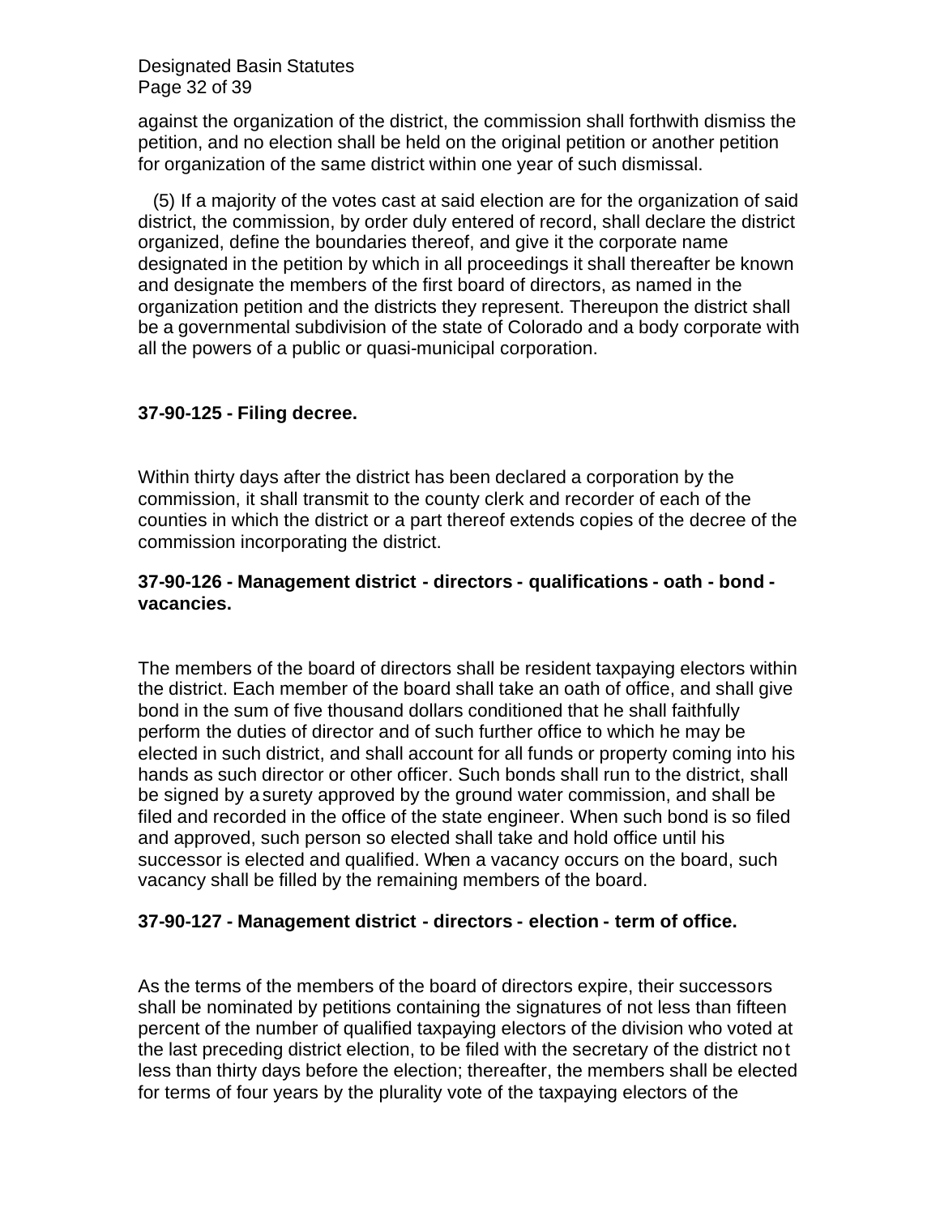against the organization of the district, the commission shall forthwith dismiss the petition, and no election shall be held on the original petition or another petition for organization of the same district within one year of such dismissal.

(5) If a majority of the votes cast at said election are for the organization of said district, the commission, by order duly entered of record, shall declare the district organized, define the boundaries thereof, and give it the corporate name designated in the petition by which in all proceedings it shall thereafter be known and designate the members of the first board of directors, as named in the organization petition and the districts they represent. Thereupon the district shall be a governmental subdivision of the state of Colorado and a body corporate with all the powers of a public or quasi-municipal corporation.

**37-90-125 - Filing decree.**

Within thirty days after the district has been declared a corporation by the commission, it shall transmit to the county clerk and recorder of each of the counties in which the district or a part thereof extends copies of the decree of the commission incorporating the district.

**37-90-126 - Management district - directors - qualifications - oath - bond - vacancies.**

The members of the board of directors shall be resident taxpaying electors within the district. Each member of the board shall take an oath of office, and shall give bond in the sum of five thousand dollars conditioned that he shall faithfully perform the duties of director and of such further office to which he may be elected in such district, and shall account for all funds or property coming into his hands as such director or other officer. Such bonds shall run to the district, shall be signed by a surety approved by the ground water commission, and shall be filed and recorded in the office of the state engineer. When such bond is so filed and approved, such person so elected shall take and hold office until his successor is elected and qualified. When a vacancy occurs on the board, such vacancy shall be filled by the remaining members of the board.

**37-90-127 - Management district - directors - election - term of office.**

As the terms of the members of the board of directors expire, their successors shall be nominated by petitions containing the signatures of not less than fifteen percent of the number of qualified taxpaying electors of the division who voted at the last preceding district election, to be filed with the secretary of the district not less than thirty days before the election; thereafter, the members shall be elected for terms of four years by the plurality vote of the taxpaying electors of the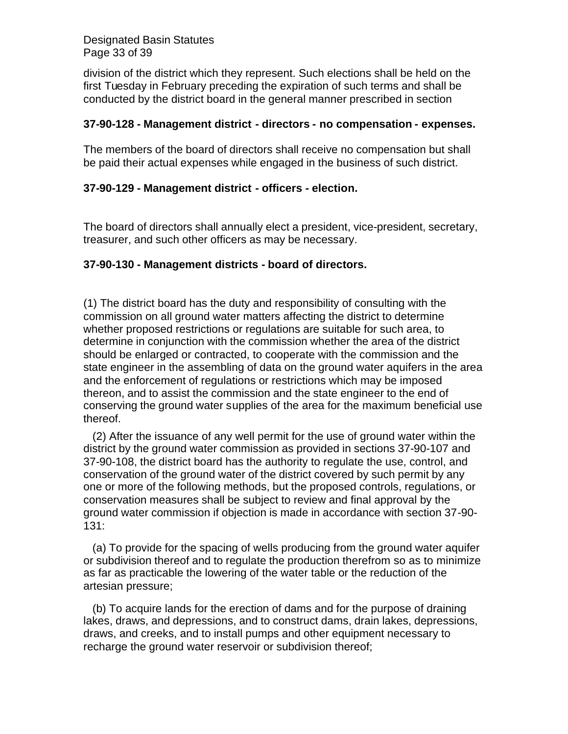division of the district which they represent. Such elections shall be held on the first Tuesday in February preceding the expiration of such terms and shall be conducted by the district board in the general manner prescribed in section

**37-90-128 - Management district - directors - no compensation - expenses.**

The members of the board of directors shall receive no compensation but shall be paid their actual expenses while engaged in the business of such district.

**37-90-129 - Management district - officers - election.**

The board of directors shall annually elect a president, vice-president, secretary, treasurer, and such other officers as may be necessary.

**37-90-130 - Management districts - board of directors.**

(1) The district board has the duty and responsibility of consulting with the commission on all ground water matters affecting the district to determine whether proposed restrictions or regulations are suitable for such area, to determine in conjunction with the commission whether the area of the district should be enlarged or contracted, to cooperate with the commission and the state engineer in the assembling of data on the ground water aquifers in the area and the enforcement of regulations or restrictions which may be imposed thereon, and to assist the commission and the state engineer to the end of conserving the ground water supplies of the area for the maximum beneficial use thereof.

(2) After the issuance of any well permit for the use of ground water within the district by the ground water commission as provided in sections 37-90-107 and 37-90-108, the district board has the authority to regulate the use, control, and conservation of the ground water of the district covered by such permit by any one or more of the following methods, but the proposed controls, regulations, or conservation measures shall be subject to review and final approval by the ground water commission if objection is made in accordance with section 37-90-131:

(a) To provide for the spacing of wells producing from the ground water aquifer or subdivision thereof and to regulate the production therefrom so as to minimize as far as practicable the lowering of the water table or the reduction of the artesian pressure;

(b) To acquire lands for the erection of dams and for the purpose of draining lakes, draws, and depressions, and to construct dams, drain lakes, depressions, draws, and creeks, and to install pumps and other equipment necessary to recharge the ground water reservoir or subdivision thereof;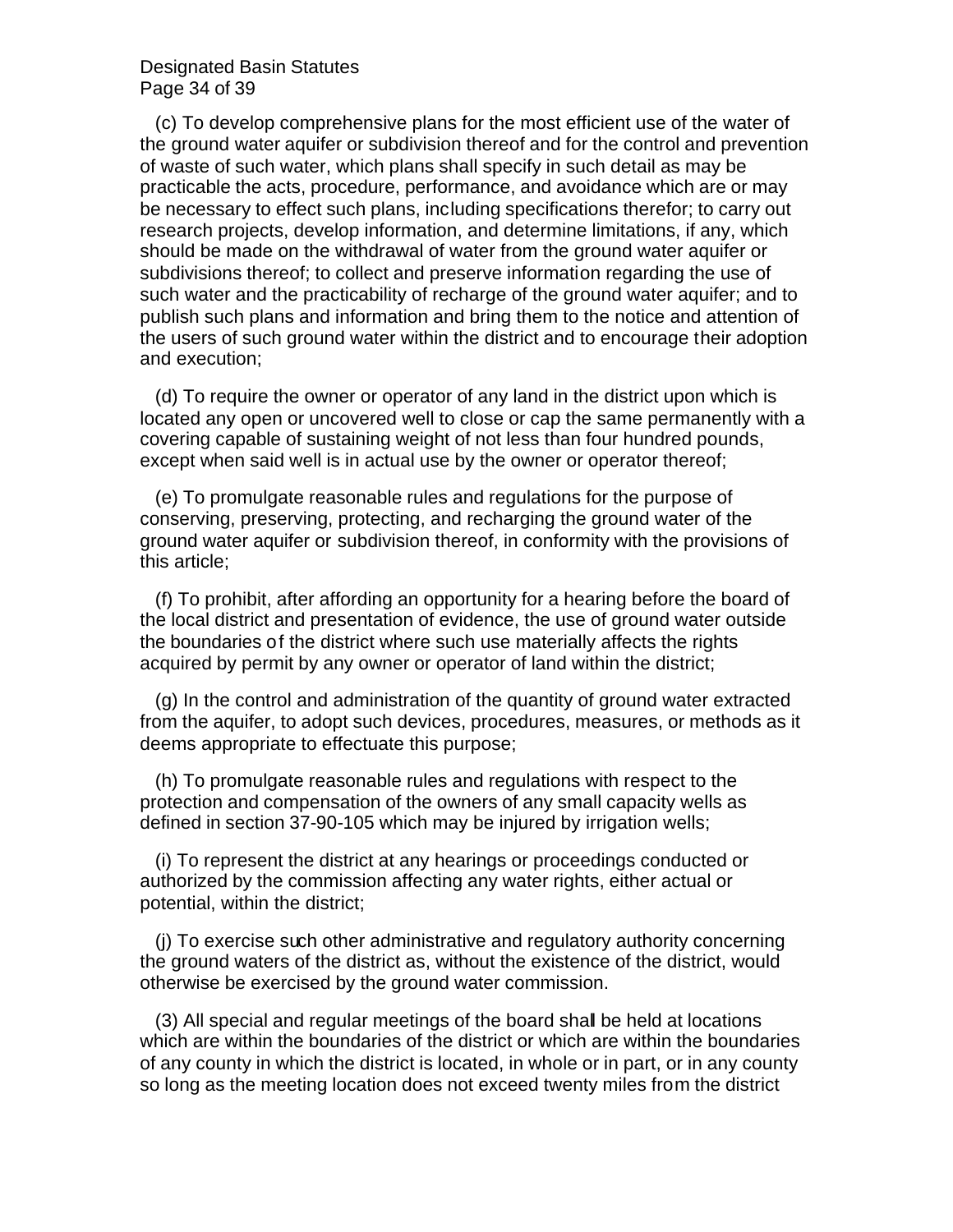(c) To develop comprehensive plans for the most efficient use of the water of the ground water aquifer or subdivision thereof and for the control and prevention of waste of such water, which plans shall specify in such detail as may be practicable the acts, procedure, performance, and avoidance which are or may be necessary to effect such plans, including specifications therefor; to carry out research projects, develop information, and determine limitations, if any, which should be made on the withdrawal of water from the ground water aquifer or subdivisions thereof; to collect and preserve information regarding the use of such water and the practicability of recharge of the ground water aquifer; and to publish such plans and information and bring them to the notice and attention of the users of such ground water within the district and to encourage their adoption and execution;

(d) To require the owner or operator of any land in the district upon which is located any open or uncovered well to close or cap the same permanently with a covering capable of sustaining weight of not less than four hundred pounds, except when said well is in actual use by the owner or operator thereof;

(e) To promulgate reasonable rules and regulations for the purpose of conserving, preserving, protecting, and recharging the ground water of the ground water aquifer or subdivision thereof, in conformity with the provisions of this article;

(f) To prohibit, after affording an opportunity for a hearing before the board of the local district and presentation of evidence, the use of ground water outside the boundaries of the district where such use materially affects the rights acquired by permit by any owner or operator of land within the district;

(g) In the control and administration of the quantity of ground water extracted from the aquifer, to adopt such devices, procedures, measures, or methods as it deems appropriate to effectuate this purpose;

(h) To promulgate reasonable rules and regulations with respect to the protection and compensation of the owners of any small capacity wells as defined in section 37-90-105 which may be injured by irrigation wells;

(i) To represent the district at any hearings or proceedings conducted or authorized by the commission affecting any water rights, either actual or potential, within the district;

(j) To exercise such other administrative and regulatory authority concerning the ground waters of the district as, without the existence of the district, would otherwise be exercised by the ground water commission.

(3) All special and regular meetings of the board shall be held at locations which are within the boundaries of the district or which are within the boundaries of any county in which the district is located, in whole or in part, or in any county so long as the meeting location does not exceed twenty miles from the district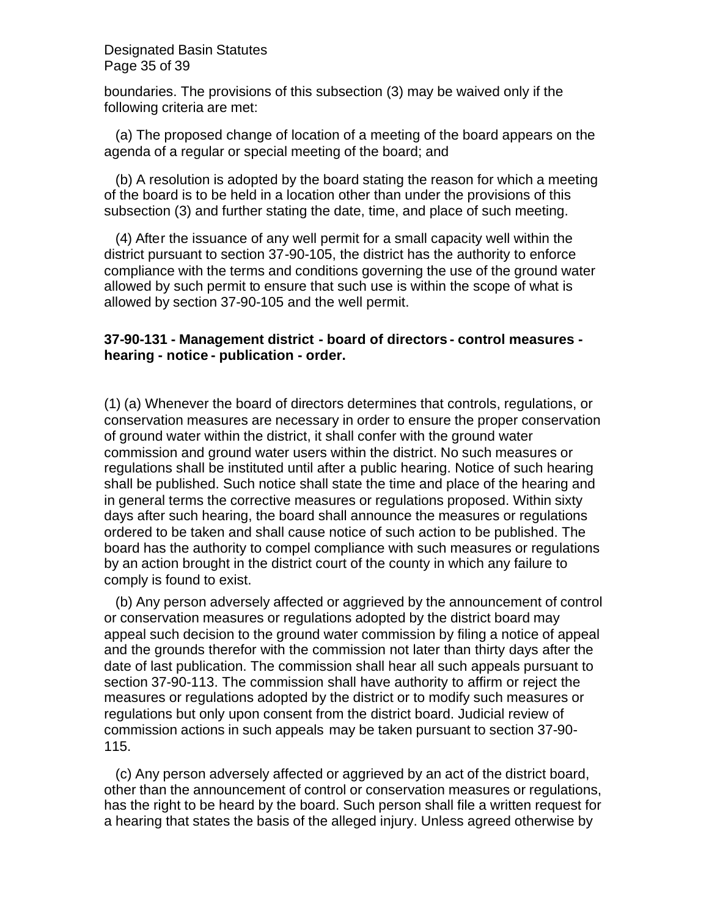boundaries. The provisions of this subsection (3) may be waived only if the following criteria are met:

(a) The proposed change of location of a meeting of the board appears on the agenda of a regular or special meeting of the board; and

(b) A resolution is adopted by the board stating the reason for which a meeting of the board is to be held in a location other than under the provisions of this subsection (3) and further stating the date, time, and place of such meeting.

(4) After the issuance of any well permit for a small capacity well within the district pursuant to section 37-90-105, the district has the authority to enforce compliance with the terms and conditions governing the use of the ground water allowed by such permit to ensure that such use is within the scope of what is allowed by section 37-90-105 and the well permit.

**37-90-131 - Management district - board of directors - control measures - hearing - notice - publication - order.**

(1) (a) Whenever the board of directors determines that controls, regulations, or conservation measures are necessary in order to ensure the proper conservation of ground water within the district, it shall confer with the ground water commission and ground water users within the district. No such measures or regulations shall be instituted until after a public hearing. Notice of such hearing shall be published. Such notice shall state the time and place of the hearing and in general terms the corrective measures or regulations proposed. Within sixty days after such hearing, the board shall announce the measures or regulations ordered to be taken and shall cause notice of such action to be published. The board has the authority to compel compliance with such measures or regulations by an action brought in the district court of the county in which any failure to comply is found to exist.

(b) Any person adversely affected or aggrieved by the announcement of control or conservation measures or regulations adopted by the district board may appeal such decision to the ground water commission by filing a notice of appeal and the grounds therefor with the commission not later than thirty days after the date of last publication. The commission shall hear all such appeals pursuant to section 37-90-113. The commission shall have authority to affirm or reject the measures or regulations adopted by the district or to modify such measures or regulations but only upon consent from the district board. Judicial review of commission actions in such appeals may be taken pursuant to section 37-90-115.

(c) Any person adversely affected or aggrieved by an act of the district board, other than the announcement of control or conservation measures or regulations, has the right to be heard by the board. Such person shall file a written request for a hearing that states the basis of the alleged injury. Unless agreed otherwise by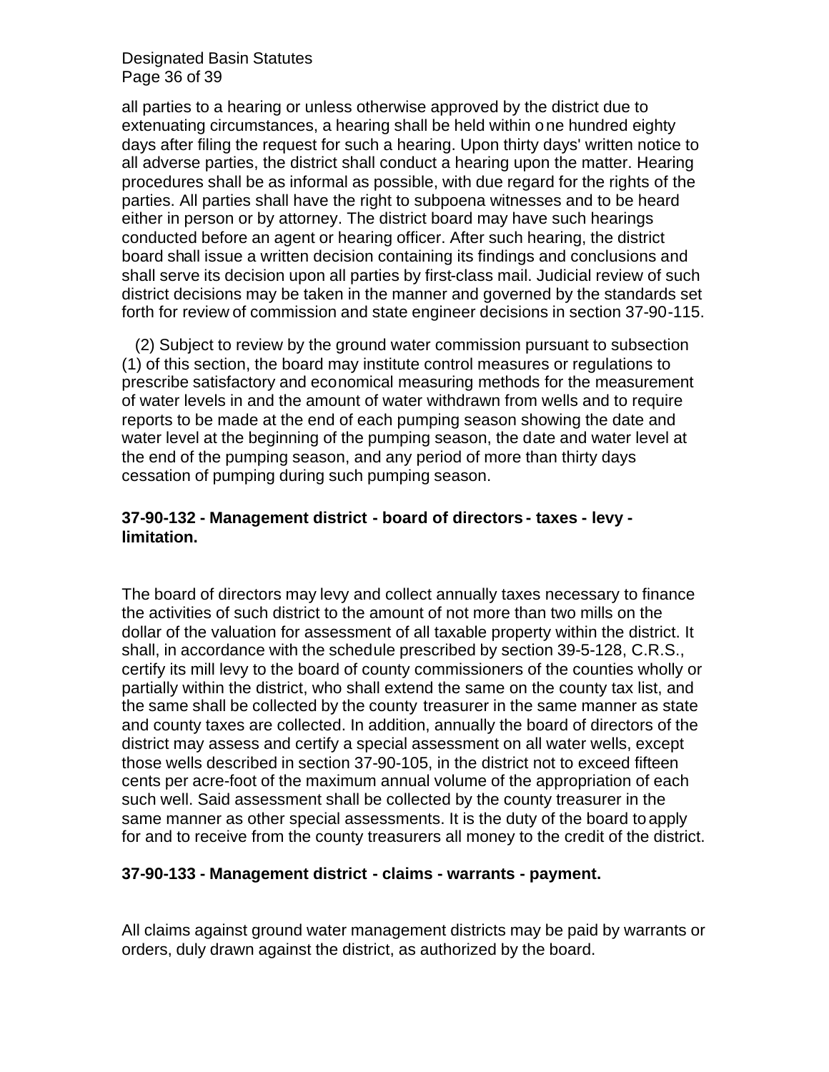all parties to a hearing or unless otherwise approved by the district due to extenuating circumstances, a hearing shall be held within one hundred eighty days after filing the request for such a hearing. Upon thirty days' written notice to all adverse parties, the district shall conduct a hearing upon the matter. Hearing procedures shall be as informal as possible, with due regard for the rights of the parties. All parties shall have the right to subpoena witnesses and to be heard either in person or by attorney. The district board may have such hearings conducted before an agent or hearing officer. After such hearing, the district board shall issue a written decision containing its findings and conclusions and shall serve its decision upon all parties by first-class mail. Judicial review of such district decisions may be taken in the manner and governed by the standards set forth for review of commission and state engineer decisions in section 37-90-115.

(2) Subject to review by the ground water commission pursuant to subsection (1) of this section, the board may institute control measures or regulations to prescribe satisfactory and economical measuring methods for the measurement of water levels in and the amount of water withdrawn from wells and to require reports to be made at the end of each pumping season showing the date and water level at the beginning of the pumping season, the date and water level at the end of the pumping season, and any period of more than thirty days cessation of pumping during such pumping season.

**37-90-132 - Management district - board of directors - taxes - levy - limitation.**

The board of directors may levy and collect annually taxes necessary to finance the activities of such district to the amount of not more than two mills on the dollar of the valuation for assessment of all taxable property within the district. It shall, in accordance with the schedule prescribed by section 39-5-128, C.R.S., certify its mill levy to the board of county commissioners of the counties wholly or partially within the district, who shall extend the same on the county tax list, and the same shall be collected by the county treasurer in the same manner as state and county taxes are collected. In addition, annually the board of directors of the district may assess and certify a special assessment on all water wells, except those wells described in section 37-90-105, in the district not to exceed fifteen cents per acre-foot of the maximum annual volume of the appropriation of each such well. Said assessment shall be collected by the county treasurer in the same manner as other special assessments. It is the duty of the board to apply for and to receive from the county treasurers all money to the credit of the district.

**37-90-133 - Management district - claims - warrants - payment.**

All claims against ground water management districts may be paid by warrants or orders, duly drawn against the district, as authorized by the board.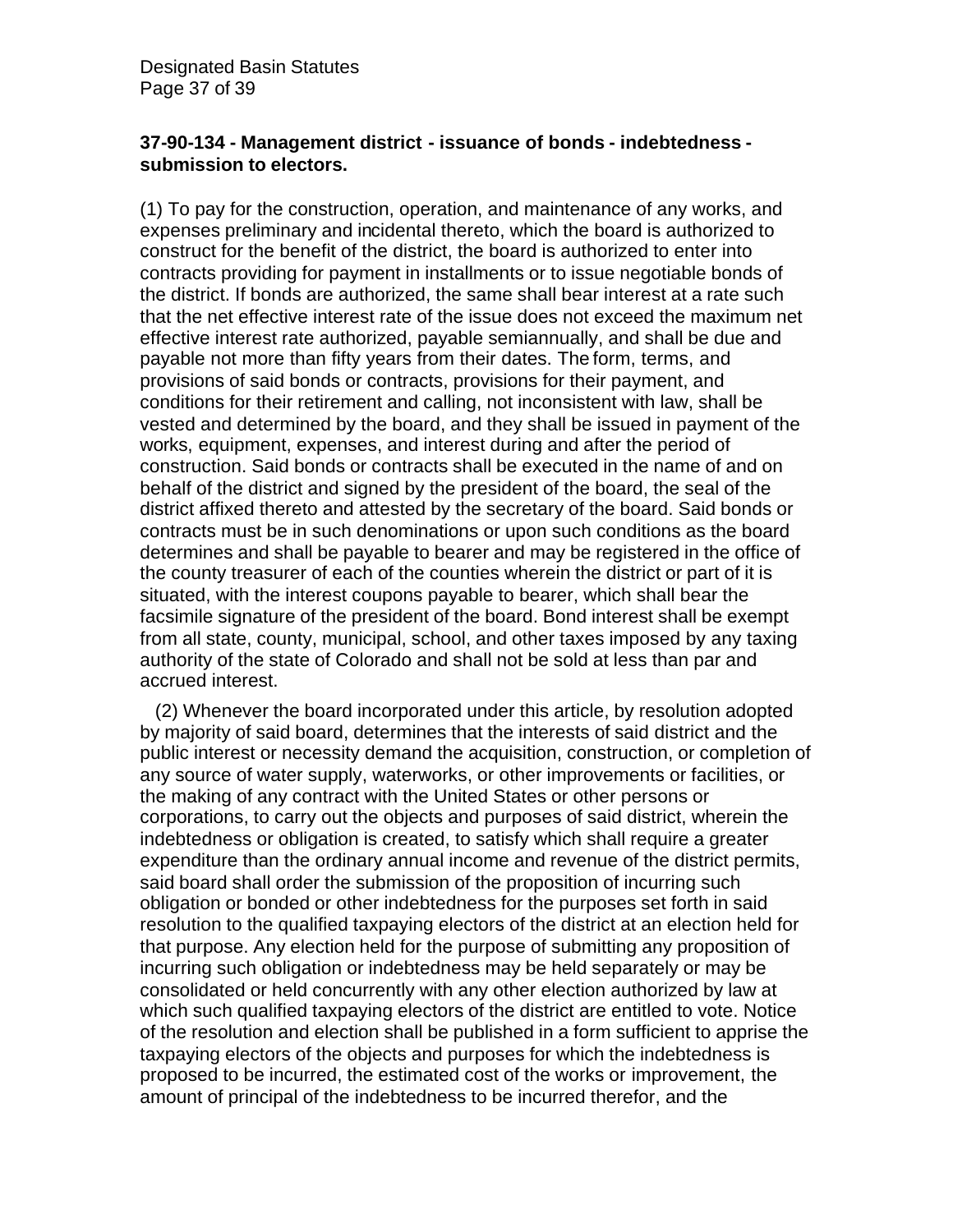**37-90-134 - Management district - issuance of bonds - indebtedness - submission to electors.**

(1) To pay for the construction, operation, and maintenance of any works, and expenses preliminary and incidental thereto, which the board is authorized to construct for the benefit of the district, the board is authorized to enter into contracts providing for payment in installments or to issue negotiable bonds of the district. If bonds are authorized, the same shall bear interest at a rate such that the net effective interest rate of the issue does not exceed the maximum net effective interest rate authorized, payable semiannually, and shall be due and payable not more than fifty years from their dates. The form, terms, and provisions of said bonds or contracts, provisions for their payment, and conditions for their retirement and calling, not inconsistent with law, shall be vested and determined by the board, and they shall be issued in payment of the works, equipment, expenses, and interest during and after the period of construction. Said bonds or contracts shall be executed in the name of and on behalf of the district and signed by the president of the board, the seal of the district affixed thereto and attested by the secretary of the board. Said bonds or contracts must be in such denominations or upon such conditions as the board determines and shall be payable to bearer and may be registered in the office of the county treasurer of each of the counties wherein the district or part of it is situated, with the interest coupons payable to bearer, which shall bear the facsimile signature of the president of the board. Bond interest shall be exempt from all state, county, municipal, school, and other taxes imposed by any taxing authority of the state of Colorado and shall not be sold at less than par and accrued interest.

(2) Whenever the board incorporated under this article, by resolution adopted by majority of said board, determines that the interests of said district and the public interest or necessity demand the acquisition, construction, or completion of any source of water supply, waterworks, or other improvements or facilities, or the making of any contract with the United States or other persons or corporations, to carry out the objects and purposes of said district, wherein the indebtedness or obligation is created, to satisfy which shall require a greater expenditure than the ordinary annual income and revenue of the district permits, said board shall order the submission of the proposition of incurring such obligation or bonded or other indebtedness for the purposes set forth in said resolution to the qualified taxpaying electors of the district at an election held for that purpose. Any election held for the purpose of submitting any proposition of incurring such obligation or indebtedness may be held separately or may be consolidated or held concurrently with any other election authorized by law at which such qualified taxpaying electors of the district are entitled to vote. Notice of the resolution and election shall be published in a form sufficient to apprise the taxpaying electors of the objects and purposes for which the indebtedness is proposed to be incurred, the estimated cost of the works or improvement, the amount of principal of the indebtedness to be incurred therefor, and the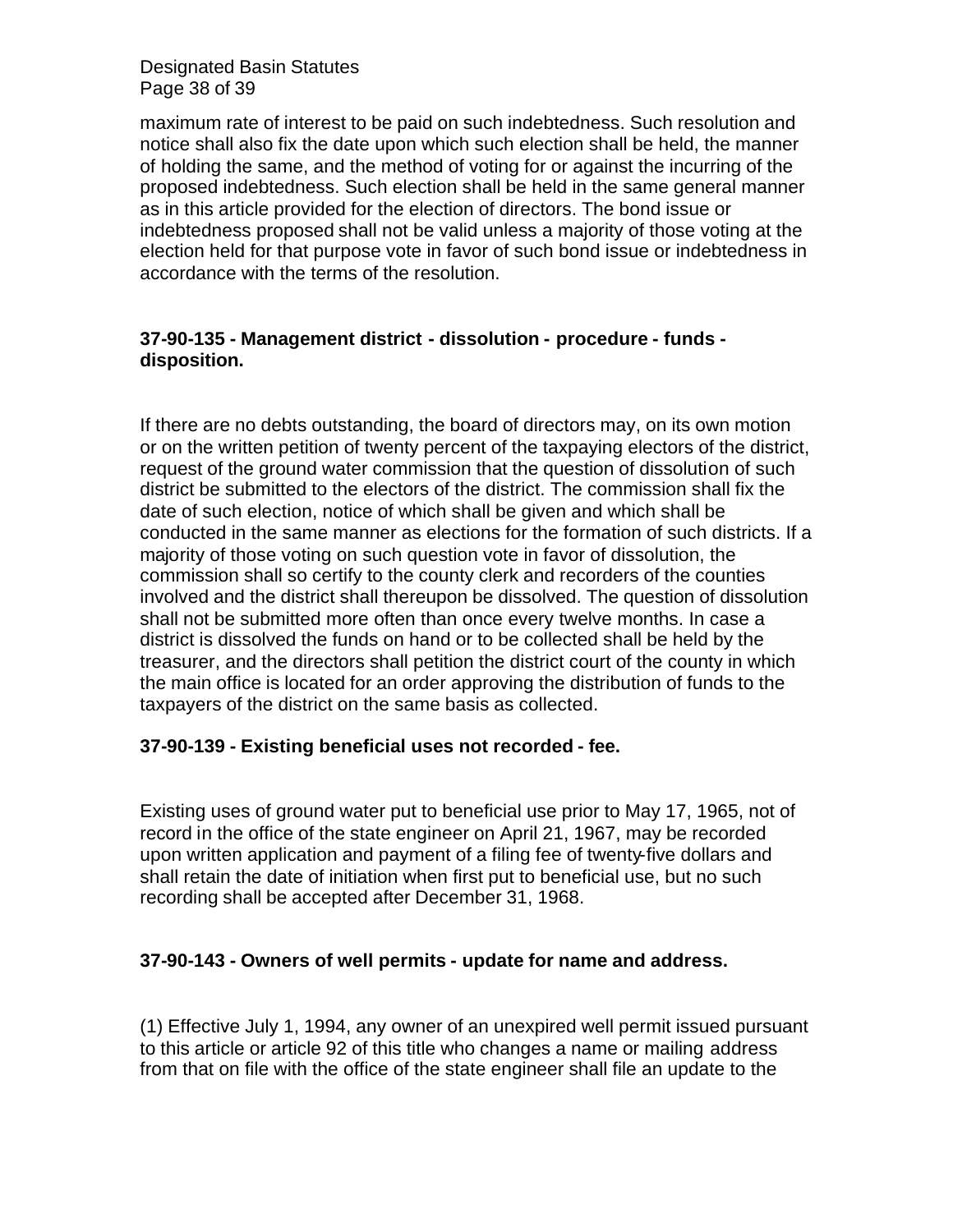maximum rate of interest to be paid on such indebtedness. Such resolution and notice shall also fix the date upon which such election shall be held, the manner of holding the same, and the method of voting for or against the incurring of the proposed indebtedness. Such election shall be held in the same general manner as in this article provided for the election of directors. The bond issue or indebtedness proposed shall not be valid unless a majority of those voting at the election held for that purpose vote in favor of such bond issue or indebtedness in accordance with the terms of the resolution.

**37-90-135 - Management district - dissolution - procedure - funds - disposition.**

If there are no debts outstanding, the board of directors may, on its own motion or on the written petition of twenty percent of the taxpaying electors of the district, request of the ground water commission that the question of dissolution of such district be submitted to the electors of the district. The commission shall fix the date of such election, notice of which shall be given and which shall be conducted in the same manner as elections for the formation of such districts. If a majority of those voting on such question vote in favor of dissolution, the commission shall so certify to the county clerk and recorders of the counties involved and the district shall thereupon be dissolved. The question of dissolution shall not be submitted more often than once every twelve months. In case a district is dissolved the funds on hand or to be collected shall be held by the treasurer, and the directors shall petition the district court of the county in which the main office is located for an order approving the distribution of funds to the taxpayers of the district on the same basis as collected.

**37-90-139 - Existing beneficial uses not recorded - fee.**

Existing uses of ground water put to beneficial use prior to May 17, 1965, not of record in the office of the state engineer on April 21, 1967, may be recorded upon written application and payment of a filing fee of twenty-five dollars and shall retain the date of initiation when first put to beneficial use, but no such recording shall be accepted after December 31, 1968.

**37-90-143 - Owners of well permits - update for name and address.**

(1) Effective July 1, 1994, any owner of an unexpired well permit issued pursuant to this article or article 92 of this title who changes a name or mailing address from that on file with the office of the state engineer shall file an update to the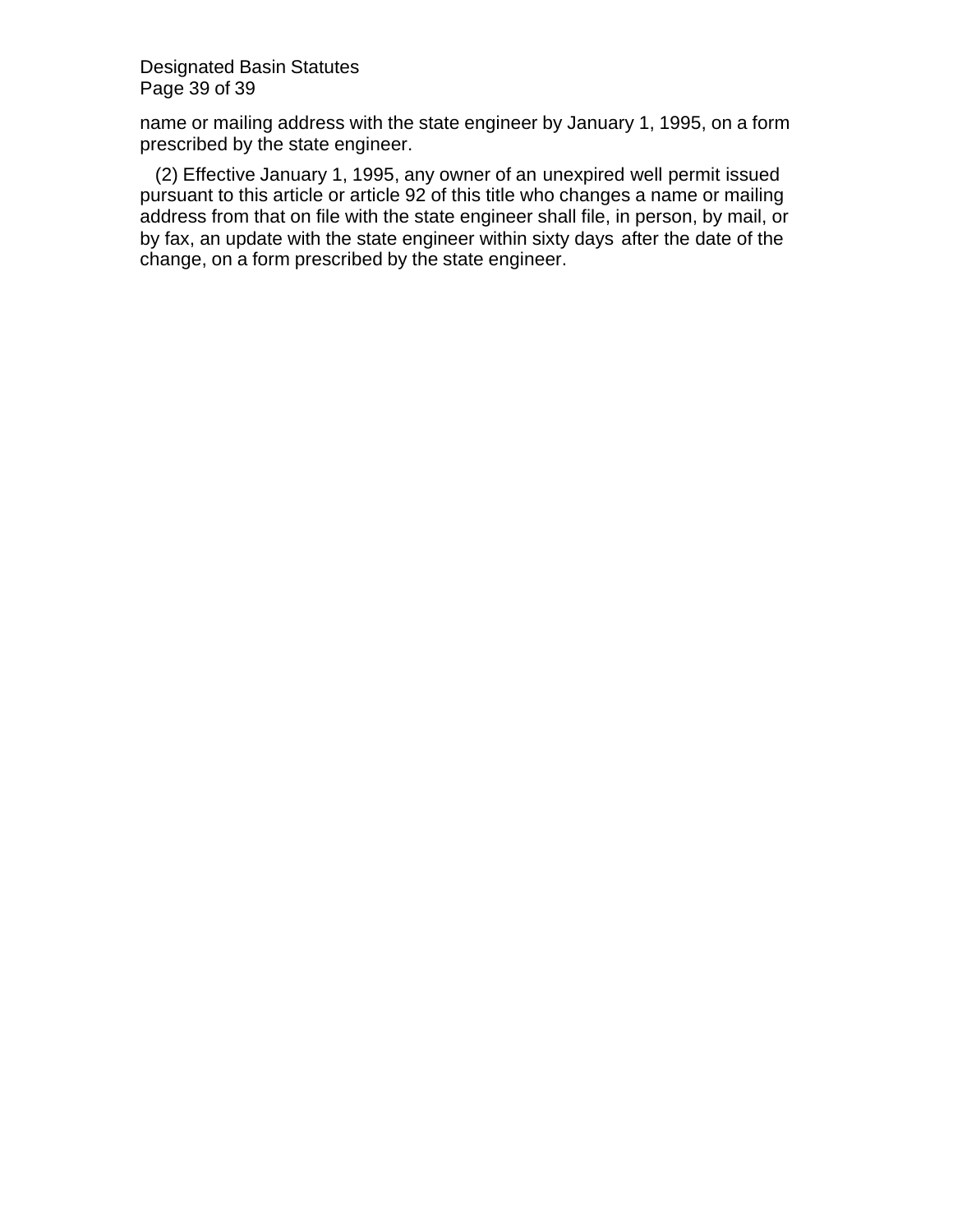name or mailing address with the state engineer by January 1, 1995, on a form prescribed by the state engineer.

(2) Effective January 1, 1995, any owner of an unexpired well permit issued pursuant to this article or article 92 of this title who changes a name or mailing address from that on file with the state engineer shall file, in person, by mail, or by fax, an update with the state engineer within sixty days after the date of the change, on a form prescribed by the state engineer.